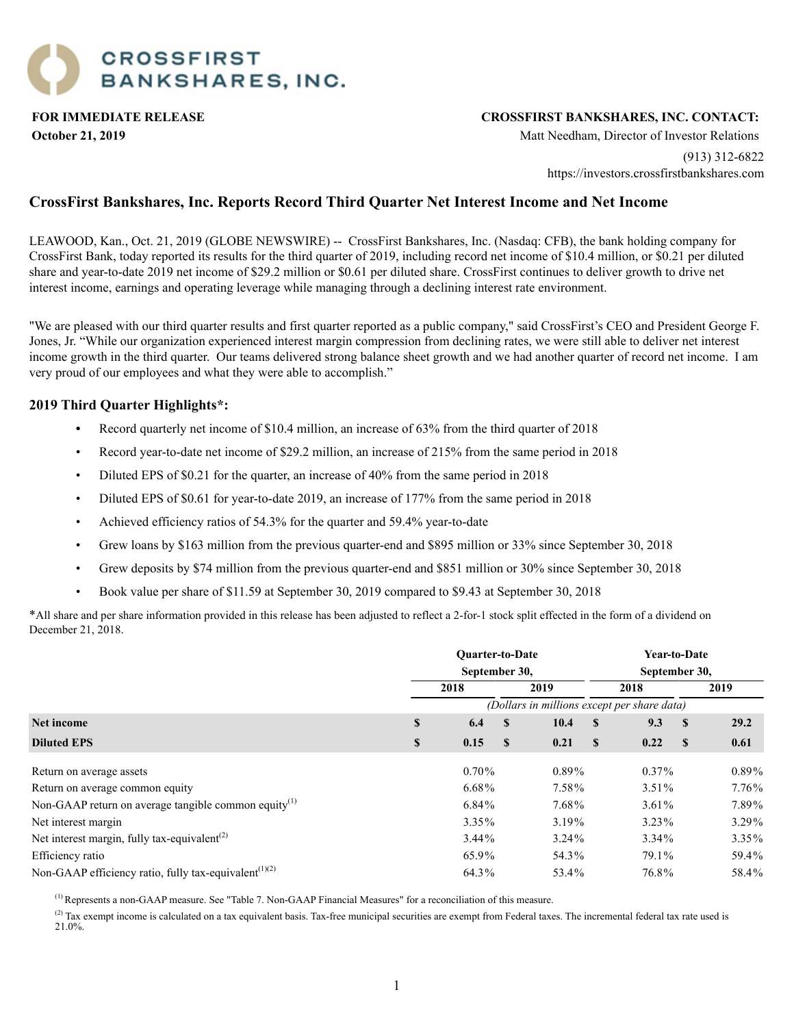# CROSSFIRST BANKSHARES, INC.

**FOR IMMEDIATE RELEASE**
**October 21, 2019**

**CROSSFIRST BANKSHARES, INC. CONTACT:**
Matt Needham, Director of Investor Relations
(913) 312-6822
https://investors.crossfirstbankshares.com

## CrossFirst Bankshares, Inc. Reports Record Third Quarter Net Interest Income and Net Income

LEAWOOD, Kan., Oct. 21, 2019 (GLOBE NEWSWIRE) -- CrossFirst Bankshares, Inc. (Nasdaq: CFB), the bank holding company for CrossFirst Bank, today reported its results for the third quarter of 2019, including record net income of $10.4 million, or $0.21 per diluted share and year-to-date 2019 net income of $29.2 million or $0.61 per diluted share. CrossFirst continues to deliver growth to drive net interest income, earnings and operating leverage while managing through a declining interest rate environment.

"We are pleased with our third quarter results and first quarter reported as a public company," said CrossFirst's CEO and President George F. Jones, Jr. "While our organization experienced interest margin compression from declining rates, we were still able to deliver net interest income growth in the third quarter. Our teams delivered strong balance sheet growth and we had another quarter of record net income. I am very proud of our employees and what they were able to accomplish."

### 2019 Third Quarter Highlights*:

- Record quarterly net income of $10.4 million, an increase of 63% from the third quarter of 2018
- Record year-to-date net income of $29.2 million, an increase of 215% from the same period in 2018
- Diluted EPS of $0.21 for the quarter, an increase of 40% from the same period in 2018
- Diluted EPS of $0.61 for year-to-date 2019, an increase of 177% from the same period in 2018
- Achieved efficiency ratios of 54.3% for the quarter and 59.4% year-to-date
- Grew loans by $163 million from the previous quarter-end and $895 million or 33% since September 30, 2018
- Grew deposits by $74 million from the previous quarter-end and $851 million or 30% since September 30, 2018
- Book value per share of $11.59 at September 30, 2019 compared to $9.43 at September 30, 2018

*All share and per share information provided in this release has been adjusted to reflect a 2-for-1 stock split effected in the form of a dividend on December 21, 2018.

| | Quarter-to-Date September 30, | | Year-to-Date September 30, | |
|---|---|---|---|---|
| | 2018 | 2019 | 2018 | 2019 |
| | *(Dollars in millions except per share data)* | | | |
| **Net income** | $ 6.4 | $ 10.4 | $ 9.3 | $ 29.2 |
| **Diluted EPS** | $ 0.15 | $ 0.21 | $ 0.22 | $ 0.61 |
| Return on average assets | 0.70% | 0.89% | 0.37% | 0.89% |
| Return on average common equity | 6.68% | 7.58% | 3.51% | 7.76% |
| Non-GAAP return on average tangible common equity[(1)] | 6.84% | 7.68% | 3.61% | 7.89% |
| Net interest margin | 3.35% | 3.19% | 3.23% | 3.29% |
| Net interest margin, fully tax-equivalent[(2)] | 3.44% | 3.24% | 3.34% | 3.35% |
| Efficiency ratio | 65.9% | 54.3% | 79.1% | 59.4% |
| Non-GAAP efficiency ratio, fully tax-equivalent[(1)(2)] | 64.3% | 53.4% | 76.8% | 58.4% |

[(1)] Represents a non-GAAP measure. See "Table 7. Non-GAAP Financial Measures" for a reconciliation of this measure.

[(2)] Tax exempt income is calculated on a tax equivalent basis. Tax-free municipal securities are exempt from Federal taxes. The incremental federal tax rate used is 21.0%.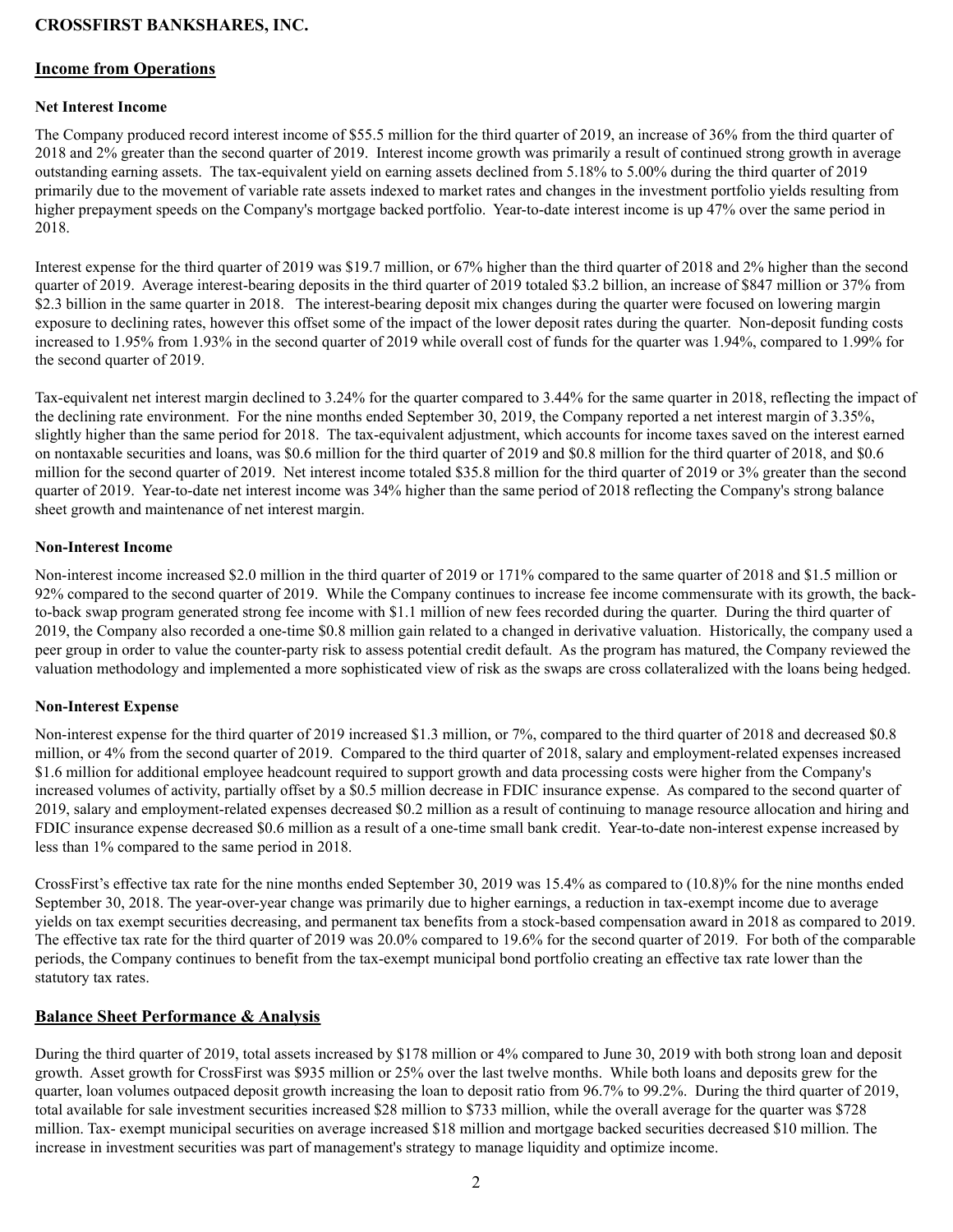## Income from Operations

### Net Interest Income

The Company produced record interest income of $55.5 million for the third quarter of 2019, an increase of 36% from the third quarter of 2018 and 2% greater than the second quarter of 2019. Interest income growth was primarily a result of continued strong growth in average outstanding earning assets. The tax-equivalent yield on earning assets declined from 5.18% to 5.00% during the third quarter of 2019 primarily due to the movement of variable rate assets indexed to market rates and changes in the investment portfolio yields resulting from higher prepayment speeds on the Company's mortgage backed portfolio. Year-to-date interest income is up 47% over the same period in 2018.

Interest expense for the third quarter of 2019 was $19.7 million, or 67% higher than the third quarter of 2018 and 2% higher than the second quarter of 2019. Average interest-bearing deposits in the third quarter of 2019 totaled $3.2 billion, an increase of $847 million or 37% from $2.3 billion in the same quarter in 2018. The interest-bearing deposit mix changes during the quarter were focused on lowering margin exposure to declining rates, however this offset some of the impact of the lower deposit rates during the quarter. Non-deposit funding costs increased to 1.95% from 1.93% in the second quarter of 2019 while overall cost of funds for the quarter was 1.94%, compared to 1.99% for the second quarter of 2019.

Tax-equivalent net interest margin declined to 3.24% for the quarter compared to 3.44% for the same quarter in 2018, reflecting the impact of the declining rate environment. For the nine months ended September 30, 2019, the Company reported a net interest margin of 3.35%, slightly higher than the same period for 2018. The tax-equivalent adjustment, which accounts for income taxes saved on the interest earned on nontaxable securities and loans, was $0.6 million for the third quarter of 2019 and $0.8 million for the third quarter of 2018, and $0.6 million for the second quarter of 2019. Net interest income totaled $35.8 million for the third quarter of 2019 or 3% greater than the second quarter of 2019. Year-to-date net interest income was 34% higher than the same period of 2018 reflecting the Company's strong balance sheet growth and maintenance of net interest margin.

### Non-Interest Income

Non-interest income increased $2.0 million in the third quarter of 2019 or 171% compared to the same quarter of 2018 and $1.5 million or 92% compared to the second quarter of 2019. While the Company continues to increase fee income commensurate with its growth, the back-to-back swap program generated strong fee income with $1.1 million of new fees recorded during the quarter. During the third quarter of 2019, the Company also recorded a one-time $0.8 million gain related to a changed in derivative valuation. Historically, the company used a peer group in order to value the counter-party risk to assess potential credit default. As the program has matured, the Company reviewed the valuation methodology and implemented a more sophisticated view of risk as the swaps are cross collateralized with the loans being hedged.

### Non-Interest Expense

Non-interest expense for the third quarter of 2019 increased $1.3 million, or 7%, compared to the third quarter of 2018 and decreased $0.8 million, or 4% from the second quarter of 2019. Compared to the third quarter of 2018, salary and employment-related expenses increased $1.6 million for additional employee headcount required to support growth and data processing costs were higher from the Company's increased volumes of activity, partially offset by a $0.5 million decrease in FDIC insurance expense. As compared to the second quarter of 2019, salary and employment-related expenses decreased $0.2 million as a result of continuing to manage resource allocation and hiring and FDIC insurance expense decreased $0.6 million as a result of a one-time small bank credit. Year-to-date non-interest expense increased by less than 1% compared to the same period in 2018.

CrossFirst's effective tax rate for the nine months ended September 30, 2019 was 15.4% as compared to (10.8)% for the nine months ended September 30, 2018. The year-over-year change was primarily due to higher earnings, a reduction in tax-exempt income due to average yields on tax exempt securities decreasing, and permanent tax benefits from a stock-based compensation award in 2018 as compared to 2019. The effective tax rate for the third quarter of 2019 was 20.0% compared to 19.6% for the second quarter of 2019. For both of the comparable periods, the Company continues to benefit from the tax-exempt municipal bond portfolio creating an effective tax rate lower than the statutory tax rates.

## Balance Sheet Performance & Analysis

During the third quarter of 2019, total assets increased by $178 million or 4% compared to June 30, 2019 with both strong loan and deposit growth. Asset growth for CrossFirst was $935 million or 25% over the last twelve months. While both loans and deposits grew for the quarter, loan volumes outpaced deposit growth increasing the loan to deposit ratio from 96.7% to 99.2%. During the third quarter of 2019, total available for sale investment securities increased $28 million to $733 million, while the overall average for the quarter was $728 million. Tax- exempt municipal securities on average increased $18 million and mortgage backed securities decreased $10 million. The increase in investment securities was part of management's strategy to manage liquidity and optimize income.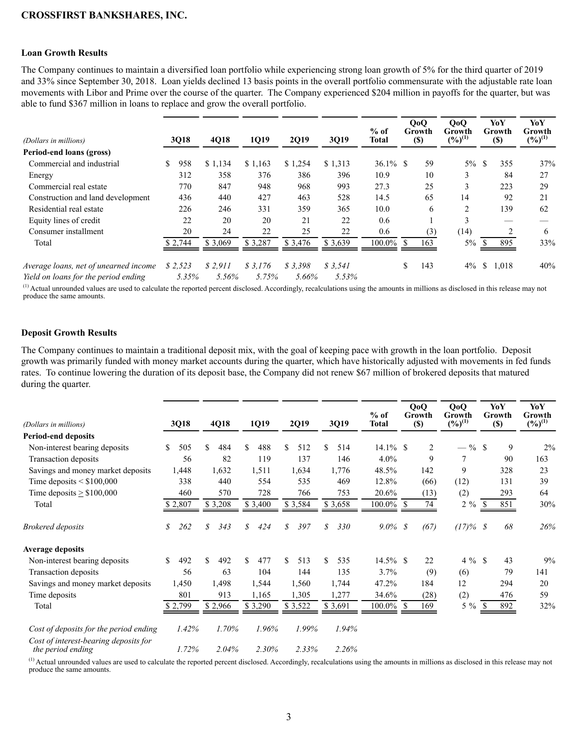**CROSSFIRST BANKSHARES, INC.**

### Loan Growth Results

The Company continues to maintain a diversified loan portfolio while experiencing strong loan growth of 5% for the third quarter of 2019 and 33% since September 30, 2018. Loan yields declined 13 basis points in the overall portfolio commensurate with the adjustable rate loan movements with Libor and Prime over the course of the quarter. The Company experienced $204 million in payoffs for the quarter, but was able to fund $367 million in loans to replace and grow the overall portfolio.

| *(Dollars in millions)* | 3Q18 | 4Q18 | 1Q19 | 2Q19 | 3Q19 | % of Total | QoQ Growth ($) | QoQ Growth (%)[(1)] | YoY Growth ($) | YoY Growth (%)[(1)] |
|---|---|---|---|---|---|---|---|---|---|---|
| **Period-end loans (gross)** | | | | | | | | | | |
| Commercial and industrial | $ 958 | $ 1,134 | $ 1,163 | $ 1,254 | $ 1,313 | 36.1% | $ 59 | 5% | $ 355 | 37% |
| Energy | 312 | 358 | 376 | 386 | 396 | 10.9 | 10 | 3 | 84 | 27 |
| Commercial real estate | 770 | 847 | 948 | 968 | 993 | 27.3 | 25 | 3 | 223 | 29 |
| Construction and land development | 436 | 440 | 427 | 463 | 528 | 14.5 | 65 | 14 | 92 | 21 |
| Residential real estate | 226 | 246 | 331 | 359 | 365 | 10.0 | 6 | 2 | 139 | 62 |
| Equity lines of credit | 22 | 20 | 20 | 21 | 22 | 0.6 | 1 | 3 | — | — |
| Consumer installment | 20 | 24 | 22 | 25 | 22 | 0.6 | (3) | (14) | 2 | 6 |
| Total | $ 2,744 | $ 3,069 | $ 3,287 | $ 3,476 | $ 3,639 | 100.0% | $ 163 | 5% | $ 895 | 33% |
| *Average loans, net of unearned income* | *$ 2,523* | *$ 2,911* | *$ 3,176* | *$ 3,398* | *$ 3,541* | | $ 143 | 4% | $ 1,018 | 40% |
| *Yield on loans for the period ending* | *5.35%* | *5.56%* | *5.75%* | *5.66%* | *5.53%* | | | | | |

[(1)] Actual unrounded values are used to calculate the reported percent disclosed. Accordingly, recalculations using the amounts in millions as disclosed in this release may not produce the same amounts.

### Deposit Growth Results

The Company continues to maintain a traditional deposit mix, with the goal of keeping pace with growth in the loan portfolio. Deposit growth was primarily funded with money market accounts during the quarter, which have historically adjusted with movements in fed funds rates. To continue lowering the duration of its deposit base, the Company did not renew $67 million of brokered deposits that matured during the quarter.

| *(Dollars in millions)* | 3Q18 | 4Q18 | 1Q19 | 2Q19 | 3Q19 | % of Total | QoQ Growth ($) | QoQ Growth (%)[(1)] | YoY Growth ($) | YoY Growth (%)[(1)] |
|---|---|---|---|---|---|---|---|---|---|---|
| **Period-end deposits** | | | | | | | | | | |
| Non-interest bearing deposits | $ 505 | $ 484 | $ 488 | $ 512 | $ 514 | 14.1% | $ 2 | — % | $ 9 | 2% |
| Transaction deposits | 56 | 82 | 119 | 137 | 146 | 4.0% | 9 | 7 | 90 | 163 |
| Savings and money market deposits | 1,448 | 1,632 | 1,511 | 1,634 | 1,776 | 48.5% | 142 | 9 | 328 | 23 |
| Time deposits < $100,000 | 338 | 440 | 554 | 535 | 469 | 12.8% | (66) | (12) | 131 | 39 |
| Time deposits ≥ $100,000 | 460 | 570 | 728 | 766 | 753 | 20.6% | (13) | (2) | 293 | 64 |
| Total | $ 2,807 | $ 3,208 | $ 3,400 | $ 3,584 | $ 3,658 | 100.0% | $ 74 | 2 % | $ 851 | 30% |
| *Brokered deposits* | *$ 262* | *$ 343* | *$ 424* | *$ 397* | *$ 330* | *9.0%* | *$ (67)* | *(17)%* | *$ 68* | *26%* |
| **Average deposits** | | | | | | | | | | |
| Non-interest bearing deposits | $ 492 | $ 492 | $ 477 | $ 513 | $ 535 | 14.5% | $ 22 | 4 % | $ 43 | 9% |
| Transaction deposits | 56 | 63 | 104 | 144 | 135 | 3.7% | (9) | (6) | 79 | 141 |
| Savings and money market deposits | 1,450 | 1,498 | 1,544 | 1,560 | 1,744 | 47.2% | 184 | 12 | 294 | 20 |
| Time deposits | 801 | 913 | 1,165 | 1,305 | 1,277 | 34.6% | (28) | (2) | 476 | 59 |
| Total | $ 2,799 | $ 2,966 | $ 3,290 | $ 3,522 | $ 3,691 | 100.0% | $ 169 | 5 % | $ 892 | 32% |
| *Cost of deposits for the period ending* | *1.42%* | *1.70%* | *1.96%* | *1.99%* | *1.94%* | | | | | |
| *Cost of interest-bearing deposits for the period ending* | *1.72%* | *2.04%* | *2.30%* | *2.33%* | *2.26%* | | | | | |

[(1)] Actual unrounded values are used to calculate the reported percent disclosed. Accordingly, recalculations using the amounts in millions as disclosed in this release may not produce the same amounts.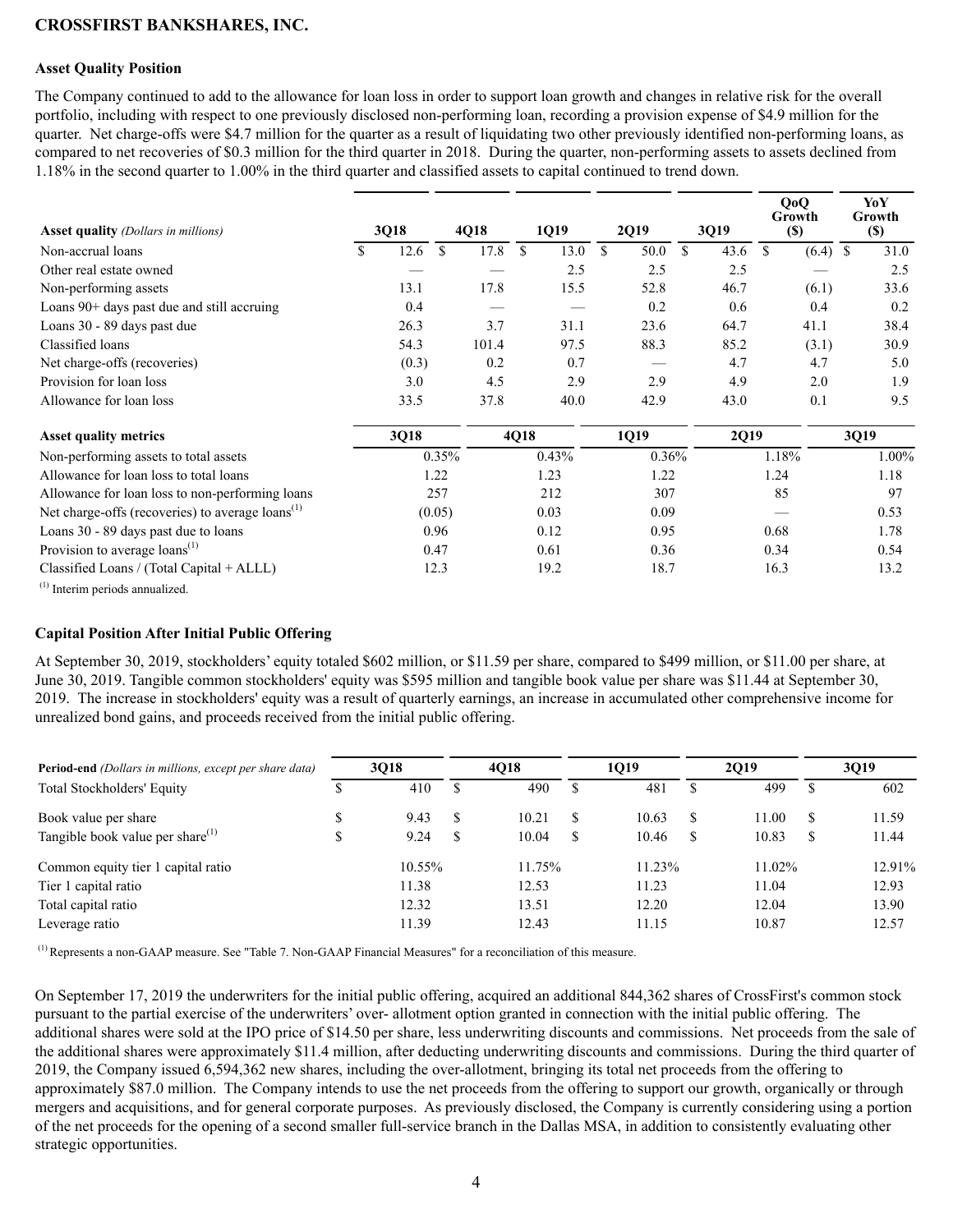**CROSSFIRST BANKSHARES, INC.**

### Asset Quality Position

The Company continued to add to the allowance for loan loss in order to support loan growth and changes in relative risk for the overall portfolio, including with respect to one previously disclosed non-performing loan, recording a provision expense of $4.9 million for the quarter. Net charge-offs were $4.7 million for the quarter as a result of liquidating two other previously identified non-performing loans, as compared to net recoveries of $0.3 million for the third quarter in 2018. During the quarter, non-performing assets to assets declined from 1.18% in the second quarter to 1.00% in the third quarter and classified assets to capital continued to trend down.

| **Asset quality** *(Dollars in millions)* | 3Q18 | 4Q18 | 1Q19 | 2Q19 | 3Q19 | QoQ Growth ($) | YoY Growth ($) |
|---|---|---|---|---|---|---|---|
| Non-accrual loans | $ 12.6 | $ 17.8 | $ 13.0 | $ 50.0 | $ 43.6 | $ (6.4) | $ 31.0 |
| Other real estate owned | — | — | 2.5 | 2.5 | 2.5 | — | 2.5 |
| Non-performing assets | 13.1 | 17.8 | 15.5 | 52.8 | 46.7 | (6.1) | 33.6 |
| Loans 90+ days past due and still accruing | 0.4 | — | — | 0.2 | 0.6 | 0.4 | 0.2 |
| Loans 30 - 89 days past due | 26.3 | 3.7 | 31.1 | 23.6 | 64.7 | 41.1 | 38.4 |
| Classified loans | 54.3 | 101.4 | 97.5 | 88.3 | 85.2 | (3.1) | 30.9 |
| Net charge-offs (recoveries) | (0.3) | 0.2 | 0.7 | — | 4.7 | 4.7 | 5.0 |
| Provision for loan loss | 3.0 | 4.5 | 2.9 | 2.9 | 4.9 | 2.0 | 1.9 |
| Allowance for loan loss | 33.5 | 37.8 | 40.0 | 42.9 | 43.0 | 0.1 | 9.5 |

| **Asset quality metrics** | 3Q18 | 4Q18 | 1Q19 | 2Q19 | 3Q19 |
|---|---|---|---|---|---|
| Non-performing assets to total assets | 0.35% | 0.43% | 0.36% | 1.18% | 1.00% |
| Allowance for loan loss to total loans | 1.22 | 1.23 | 1.22 | 1.24 | 1.18 |
| Allowance for loan loss to non-performing loans | 257 | 212 | 307 | 85 | 97 |
| Net charge-offs (recoveries) to average loans[(1)] | (0.05) | 0.03 | 0.09 | — | 0.53 |
| Loans 30 - 89 days past due to loans | 0.96 | 0.12 | 0.95 | 0.68 | 1.78 |
| Provision to average loans[(1)] | 0.47 | 0.61 | 0.36 | 0.34 | 0.54 |
| Classified Loans / (Total Capital + ALLL) | 12.3 | 19.2 | 18.7 | 16.3 | 13.2 |

[(1)] Interim periods annualized.

### Capital Position After Initial Public Offering

At September 30, 2019, stockholders' equity totaled $602 million, or $11.59 per share, compared to $499 million, or $11.00 per share, at June 30, 2019. Tangible common stockholders' equity was $595 million and tangible book value per share was $11.44 at September 30, 2019. The increase in stockholders' equity was a result of quarterly earnings, an increase in accumulated other comprehensive income for unrealized bond gains, and proceeds received from the initial public offering.

| **Period-end** *(Dollars in millions, except per share data)* | 3Q18 | 4Q18 | 1Q19 | 2Q19 | 3Q19 |
|---|---|---|---|---|---|
| Total Stockholders' Equity | $ 410 | $ 490 | $ 481 | $ 499 | $ 602 |
| Book value per share | $ 9.43 | $ 10.21 | $ 10.63 | $ 11.00 | $ 11.59 |
| Tangible book value per share[(1)] | $ 9.24 | $ 10.04 | $ 10.46 | $ 10.83 | $ 11.44 |
| Common equity tier 1 capital ratio | 10.55% | 11.75% | 11.23% | 11.02% | 12.91% |
| Tier 1 capital ratio | 11.38 | 12.53 | 11.23 | 11.04 | 12.93 |
| Total capital ratio | 12.32 | 13.51 | 12.20 | 12.04 | 13.90 |
| Leverage ratio | 11.39 | 12.43 | 11.15 | 10.87 | 12.57 |

[(1)] Represents a non-GAAP measure. See "Table 7. Non-GAAP Financial Measures" for a reconciliation of this measure.

On September 17, 2019 the underwriters for the initial public offering, acquired an additional 844,362 shares of CrossFirst's common stock pursuant to the partial exercise of the underwriters' over- allotment option granted in connection with the initial public offering. The additional shares were sold at the IPO price of $14.50 per share, less underwriting discounts and commissions. Net proceeds from the sale of the additional shares were approximately $11.4 million, after deducting underwriting discounts and commissions. During the third quarter of 2019, the Company issued 6,594,362 new shares, including the over-allotment, bringing its total net proceeds from the offering to approximately $87.0 million. The Company intends to use the net proceeds from the offering to support our growth, organically or through mergers and acquisitions, and for general corporate purposes. As previously disclosed, the Company is currently considering using a portion of the net proceeds for the opening of a second smaller full-service branch in the Dallas MSA, in addition to consistently evaluating other strategic opportunities.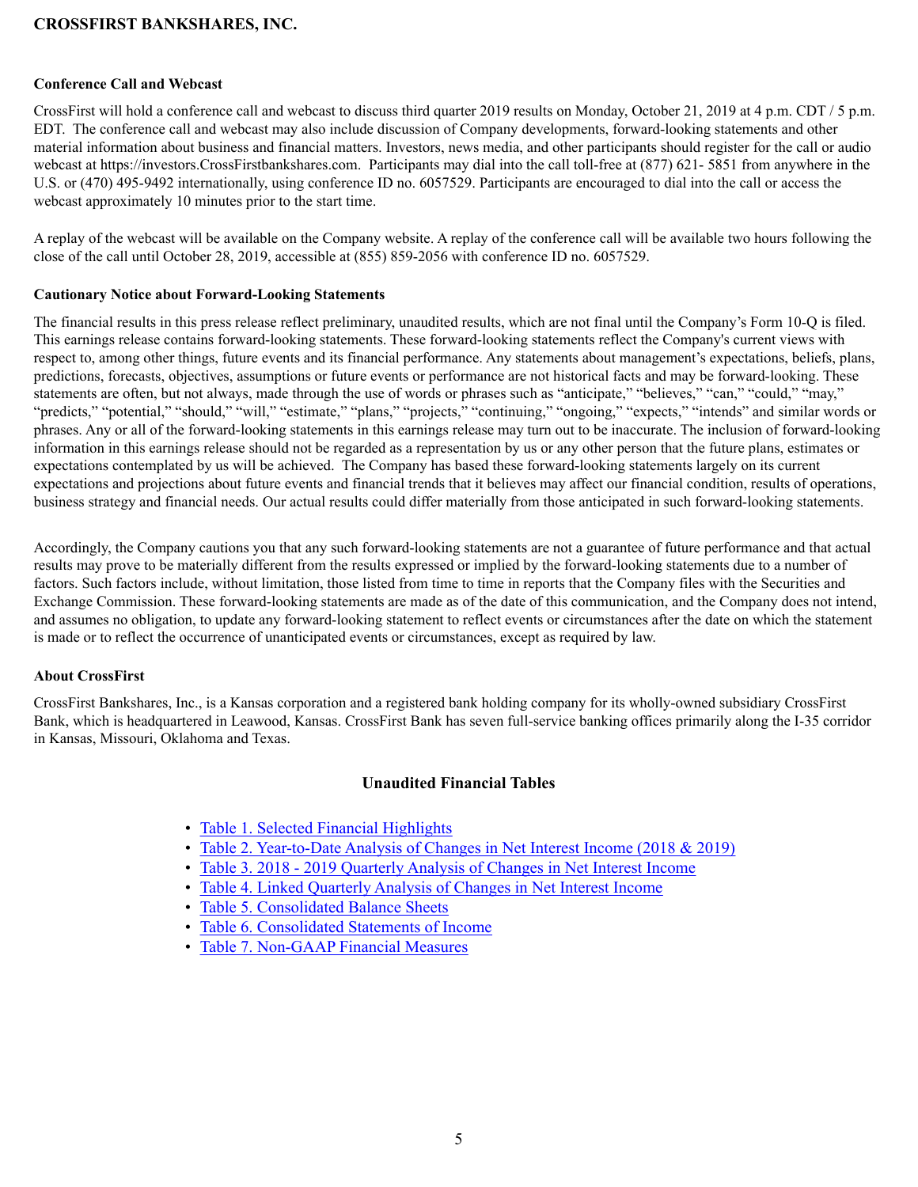**CROSSFIRST BANKSHARES, INC.**

**Conference Call and Webcast**

CrossFirst will hold a conference call and webcast to discuss third quarter 2019 results on Monday, October 21, 2019 at 4 p.m. CDT / 5 p.m. EDT. The conference call and webcast may also include discussion of Company developments, forward-looking statements and other material information about business and financial matters. Investors, news media, and other participants should register for the call or audio webcast at https://investors.CrossFirstbankshares.com. Participants may dial into the call toll-free at (877) 621- 5851 from anywhere in the U.S. or (470) 495-9492 internationally, using conference ID no. 6057529. Participants are encouraged to dial into the call or access the webcast approximately 10 minutes prior to the start time.

A replay of the webcast will be available on the Company website. A replay of the conference call will be available two hours following the close of the call until October 28, 2019, accessible at (855) 859-2056 with conference ID no. 6057529.

**Cautionary Notice about Forward-Looking Statements**

The financial results in this press release reflect preliminary, unaudited results, which are not final until the Company's Form 10-Q is filed. This earnings release contains forward-looking statements. These forward-looking statements reflect the Company's current views with respect to, among other things, future events and its financial performance. Any statements about management's expectations, beliefs, plans, predictions, forecasts, objectives, assumptions or future events or performance are not historical facts and may be forward-looking. These statements are often, but not always, made through the use of words or phrases such as "anticipate," "believes," "can," "could," "may," "predicts," "potential," "should," "will," "estimate," "plans," "projects," "continuing," "ongoing," "expects," "intends" and similar words or phrases. Any or all of the forward-looking statements in this earnings release may turn out to be inaccurate. The inclusion of forward-looking information in this earnings release should not be regarded as a representation by us or any other person that the future plans, estimates or expectations contemplated by us will be achieved. The Company has based these forward-looking statements largely on its current expectations and projections about future events and financial trends that it believes may affect our financial condition, results of operations, business strategy and financial needs. Our actual results could differ materially from those anticipated in such forward-looking statements.

Accordingly, the Company cautions you that any such forward-looking statements are not a guarantee of future performance and that actual results may prove to be materially different from the results expressed or implied by the forward-looking statements due to a number of factors. Such factors include, without limitation, those listed from time to time in reports that the Company files with the Securities and Exchange Commission. These forward-looking statements are made as of the date of this communication, and the Company does not intend, and assumes no obligation, to update any forward-looking statement to reflect events or circumstances after the date on which the statement is made or to reflect the occurrence of unanticipated events or circumstances, except as required by law.

**About CrossFirst**

CrossFirst Bankshares, Inc., is a Kansas corporation and a registered bank holding company for its wholly-owned subsidiary CrossFirst Bank, which is headquartered in Leawood, Kansas. CrossFirst Bank has seven full-service banking offices primarily along the I-35 corridor in Kansas, Missouri, Oklahoma and Texas.

## Unaudited Financial Tables

- Table 1. Selected Financial Highlights
- Table 2. Year-to-Date Analysis of Changes in Net Interest Income (2018 & 2019)
- Table 3. 2018 - 2019 Quarterly Analysis of Changes in Net Interest Income
- Table 4. Linked Quarterly Analysis of Changes in Net Interest Income
- Table 5. Consolidated Balance Sheets
- Table 6. Consolidated Statements of Income
- Table 7. Non-GAAP Financial Measures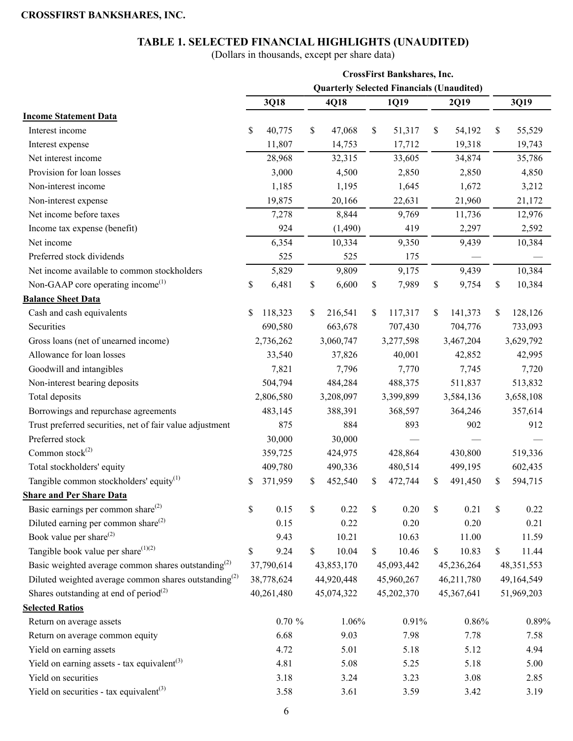CROSSFIRST BANKSHARES, INC.

# TABLE 1. SELECTED FINANCIAL HIGHLIGHTS (UNAUDITED)

(Dollars in thousands, except per share data)

| | CrossFirst Bankshares, Inc. Quarterly Selected Financials (Unaudited) | | | | |
|---|---|---|---|---|---|
| | 3Q18 | 4Q18 | 1Q19 | 2Q19 | 3Q19 |
| **Income Statement Data** | | | | | |
| Interest income | $ 40,775 | $ 47,068 | $ 51,317 | $ 54,192 | $ 55,529 |
| Interest expense | 11,807 | 14,753 | 17,712 | 19,318 | 19,743 |
| Net interest income | 28,968 | 32,315 | 33,605 | 34,874 | 35,786 |
| Provision for loan losses | 3,000 | 4,500 | 2,850 | 2,850 | 4,850 |
| Non-interest income | 1,185 | 1,195 | 1,645 | 1,672 | 3,212 |
| Non-interest expense | 19,875 | 20,166 | 22,631 | 21,960 | 21,172 |
| Net income before taxes | 7,278 | 8,844 | 9,769 | 11,736 | 12,976 |
| Income tax expense (benefit) | 924 | (1,490) | 419 | 2,297 | 2,592 |
| Net income | 6,354 | 10,334 | 9,350 | 9,439 | 10,384 |
| Preferred stock dividends | 525 | 525 | 175 | — | — |
| Net income available to common stockholders | 5,829 | 9,809 | 9,175 | 9,439 | 10,384 |
| Non-GAAP core operating income[1] | $ 6,481 | $ 6,600 | $ 7,989 | $ 9,754 | $ 10,384 |
| **Balance Sheet Data** | | | | | |
| Cash and cash equivalents | $ 118,323 | $ 216,541 | $ 117,317 | $ 141,373 | $ 128,126 |
| Securities | 690,580 | 663,678 | 707,430 | 704,776 | 733,093 |
| Gross loans (net of unearned income) | 2,736,262 | 3,060,747 | 3,277,598 | 3,467,204 | 3,629,792 |
| Allowance for loan losses | 33,540 | 37,826 | 40,001 | 42,852 | 42,995 |
| Goodwill and intangibles | 7,821 | 7,796 | 7,770 | 7,745 | 7,720 |
| Non-interest bearing deposits | 504,794 | 484,284 | 488,375 | 511,837 | 513,832 |
| Total deposits | 2,806,580 | 3,208,097 | 3,399,899 | 3,584,136 | 3,658,108 |
| Borrowings and repurchase agreements | 483,145 | 388,391 | 368,597 | 364,246 | 357,614 |
| Trust preferred securities, net of fair value adjustment | 875 | 884 | 893 | 902 | 912 |
| Preferred stock | 30,000 | 30,000 | — | — | — |
| Common stock[2] | 359,725 | 424,975 | 428,864 | 430,800 | 519,336 |
| Total stockholders' equity | 409,780 | 490,336 | 480,514 | 499,195 | 602,435 |
| Tangible common stockholders' equity[1] | $ 371,959 | $ 452,540 | $ 472,744 | $ 491,450 | $ 594,715 |
| **Share and Per Share Data** | | | | | |
| Basic earnings per common share[2] | $ 0.15 | $ 0.22 | $ 0.20 | $ 0.21 | $ 0.22 |
| Diluted earning per common share[2] | 0.15 | 0.22 | 0.20 | 0.20 | 0.21 |
| Book value per share[2] | 9.43 | 10.21 | 10.63 | 11.00 | 11.59 |
| Tangible book value per share[1][2] | $ 9.24 | $ 10.04 | $ 10.46 | $ 10.83 | $ 11.44 |
| Basic weighted average common shares outstanding[2] | 37,790,614 | 43,853,170 | 45,093,442 | 45,236,264 | 48,351,553 |
| Diluted weighted average common shares outstanding[2] | 38,778,624 | 44,920,448 | 45,960,267 | 46,211,780 | 49,164,549 |
| Shares outstanding at end of period[2] | 40,261,480 | 45,074,322 | 45,202,370 | 45,367,641 | 51,969,203 |
| **Selected Ratios** | | | | | |
| Return on average assets | 0.70 % | 1.06% | 0.91% | 0.86% | 0.89% |
| Return on average common equity | 6.68 | 9.03 | 7.98 | 7.78 | 7.58 |
| Yield on earning assets | 4.72 | 5.01 | 5.18 | 5.12 | 4.94 |
| Yield on earning assets - tax equivalent[3] | 4.81 | 5.08 | 5.25 | 5.18 | 5.00 |
| Yield on securities | 3.18 | 3.24 | 3.23 | 3.08 | 2.85 |
| Yield on securities - tax equivalent[3] | 3.58 | 3.61 | 3.59 | 3.42 | 3.19 |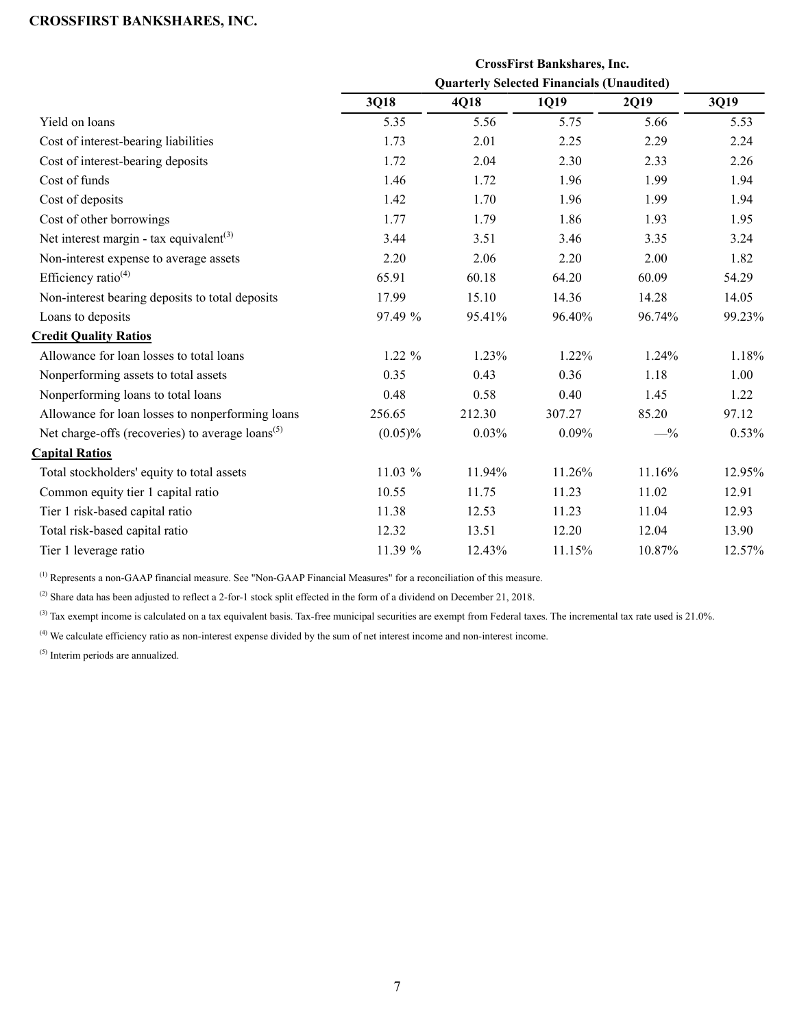**CROSSFIRST BANKSHARES, INC.**

| | CrossFirst Bankshares, Inc. Quarterly Selected Financials (Unaudited) | | | | |
|---|---|---|---|---|---|
| | **3Q18** | **4Q18** | **1Q19** | **2Q19** | **3Q19** |
| Yield on loans | 5.35 | 5.56 | 5.75 | 5.66 | 5.53 |
| Cost of interest-bearing liabilities | 1.73 | 2.01 | 2.25 | 2.29 | 2.24 |
| Cost of interest-bearing deposits | 1.72 | 2.04 | 2.30 | 2.33 | 2.26 |
| Cost of funds | 1.46 | 1.72 | 1.96 | 1.99 | 1.94 |
| Cost of deposits | 1.42 | 1.70 | 1.96 | 1.99 | 1.94 |
| Cost of other borrowings | 1.77 | 1.79 | 1.86 | 1.93 | 1.95 |
| Net interest margin - tax equivalent[3] | 3.44 | 3.51 | 3.46 | 3.35 | 3.24 |
| Non-interest expense to average assets | 2.20 | 2.06 | 2.20 | 2.00 | 1.82 |
| Efficiency ratio[4] | 65.91 | 60.18 | 64.20 | 60.09 | 54.29 |
| Non-interest bearing deposits to total deposits | 17.99 | 15.10 | 14.36 | 14.28 | 14.05 |
| Loans to deposits | 97.49 % | 95.41% | 96.40% | 96.74% | 99.23% |
| **Credit Quality Ratios** | | | | | |
| Allowance for loan losses to total loans | 1.22 % | 1.23% | 1.22% | 1.24% | 1.18% |
| Nonperforming assets to total assets | 0.35 | 0.43 | 0.36 | 1.18 | 1.00 |
| Nonperforming loans to total loans | 0.48 | 0.58 | 0.40 | 1.45 | 1.22 |
| Allowance for loan losses to nonperforming loans | 256.65 | 212.30 | 307.27 | 85.20 | 97.12 |
| Net charge-offs (recoveries) to average loans[5] | (0.05)% | 0.03% | 0.09% | —% | 0.53% |
| **Capital Ratios** | | | | | |
| Total stockholders' equity to total assets | 11.03 % | 11.94% | 11.26% | 11.16% | 12.95% |
| Common equity tier 1 capital ratio | 10.55 | 11.75 | 11.23 | 11.02 | 12.91 |
| Tier 1 risk-based capital ratio | 11.38 | 12.53 | 11.23 | 11.04 | 12.93 |
| Total risk-based capital ratio | 12.32 | 13.51 | 12.20 | 12.04 | 13.90 |
| Tier 1 leverage ratio | 11.39 % | 12.43% | 11.15% | 10.87% | 12.57% |

[1] Represents a non-GAAP financial measure. See "Non-GAAP Financial Measures" for a reconciliation of this measure.

[2] Share data has been adjusted to reflect a 2-for-1 stock split effected in the form of a dividend on December 21, 2018.

[3] Tax exempt income is calculated on a tax equivalent basis. Tax-free municipal securities are exempt from Federal taxes. The incremental tax rate used is 21.0%.

[4] We calculate efficiency ratio as non-interest expense divided by the sum of net interest income and non-interest income.

[5] Interim periods are annualized.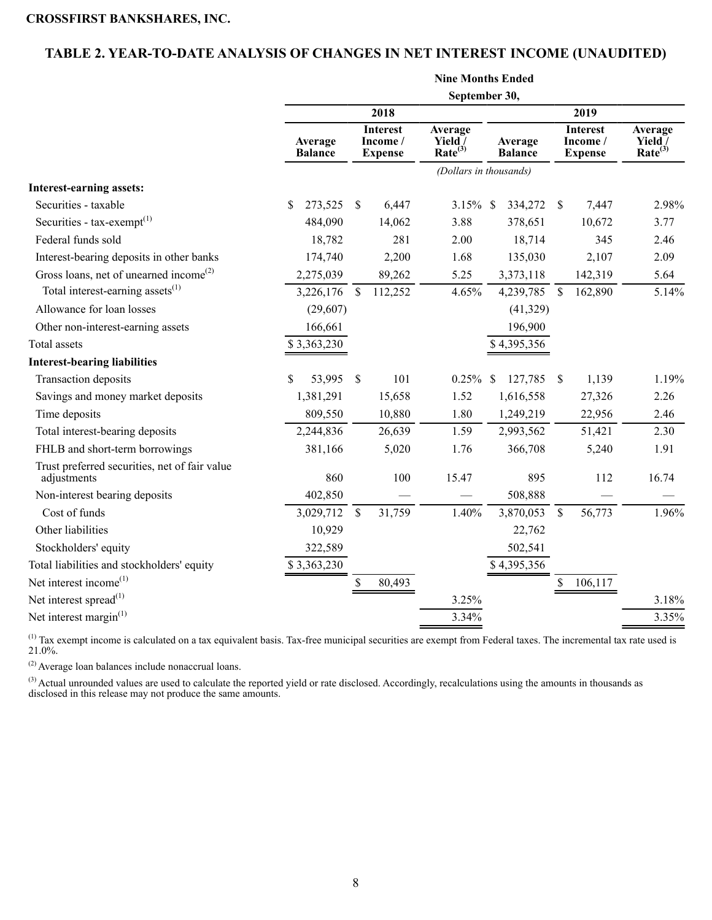CROSSFIRST BANKSHARES, INC.

## TABLE 2. YEAR-TO-DATE ANALYSIS OF CHANGES IN NET INTEREST INCOME (UNAUDITED)

| | Nine Months Ended September 30, | | | | | |
|---|---|---|---|---|---|---|
| | 2018 | | | 2019 | | |
| | Average Balance | Interest Income / Expense | Average Yield / Rate[3] | Average Balance | Interest Income / Expense | Average Yield / Rate[3] |
| | *(Dollars in thousands)* | | | | | |
| **Interest-earning assets:** | | | | | | |
| Securities - taxable | $ 273,525 | $ 6,447 | 3.15% | $ 334,272 | $ 7,447 | 2.98% |
| Securities - tax-exempt[1] | 484,090 | 14,062 | 3.88 | 378,651 | 10,672 | 3.77 |
| Federal funds sold | 18,782 | 281 | 2.00 | 18,714 | 345 | 2.46 |
| Interest-bearing deposits in other banks | 174,740 | 2,200 | 1.68 | 135,030 | 2,107 | 2.09 |
| Gross loans, net of unearned income[2] | 2,275,039 | 89,262 | 5.25 | 3,373,118 | 142,319 | 5.64 |
| Total interest-earning assets[1] | 3,226,176 | $ 112,252 | 4.65% | 4,239,785 | $ 162,890 | 5.14% |
| Allowance for loan losses | (29,607) | | | (41,329) | | |
| Other non-interest-earning assets | 166,661 | | | 196,900 | | |
| Total assets | $ 3,363,230 | | | $ 4,395,356 | | |
| **Interest-bearing liabilities** | | | | | | |
| Transaction deposits | $ 53,995 | $ 101 | 0.25% | $ 127,785 | $ 1,139 | 1.19% |
| Savings and money market deposits | 1,381,291 | 15,658 | 1.52 | 1,616,558 | 27,326 | 2.26 |
| Time deposits | 809,550 | 10,880 | 1.80 | 1,249,219 | 22,956 | 2.46 |
| Total interest-bearing deposits | 2,244,836 | 26,639 | 1.59 | 2,993,562 | 51,421 | 2.30 |
| FHLB and short-term borrowings | 381,166 | 5,020 | 1.76 | 366,708 | 5,240 | 1.91 |
| Trust preferred securities, net of fair value adjustments | 860 | 100 | 15.47 | 895 | 112 | 16.74 |
| Non-interest bearing deposits | 402,850 | — | — | 508,888 | — | — |
| Cost of funds | 3,029,712 | $ 31,759 | 1.40% | 3,870,053 | $ 56,773 | 1.96% |
| Other liabilities | 10,929 | | | 22,762 | | |
| Stockholders' equity | 322,589 | | | 502,541 | | |
| Total liabilities and stockholders' equity | $ 3,363,230 | | | $ 4,395,356 | | |
| Net interest income[1] | | $ 80,493 | | | $ 106,117 | |
| Net interest spread[1] | | | 3.25% | | | 3.18% |
| Net interest margin[1] | | | 3.34% | | | 3.35% |

[1] Tax exempt income is calculated on a tax equivalent basis. Tax-free municipal securities are exempt from Federal taxes. The incremental tax rate used is 21.0%.

[2] Average loan balances include nonaccrual loans.

[3] Actual unrounded values are used to calculate the reported yield or rate disclosed. Accordingly, recalculations using the amounts in thousands as disclosed in this release may not produce the same amounts.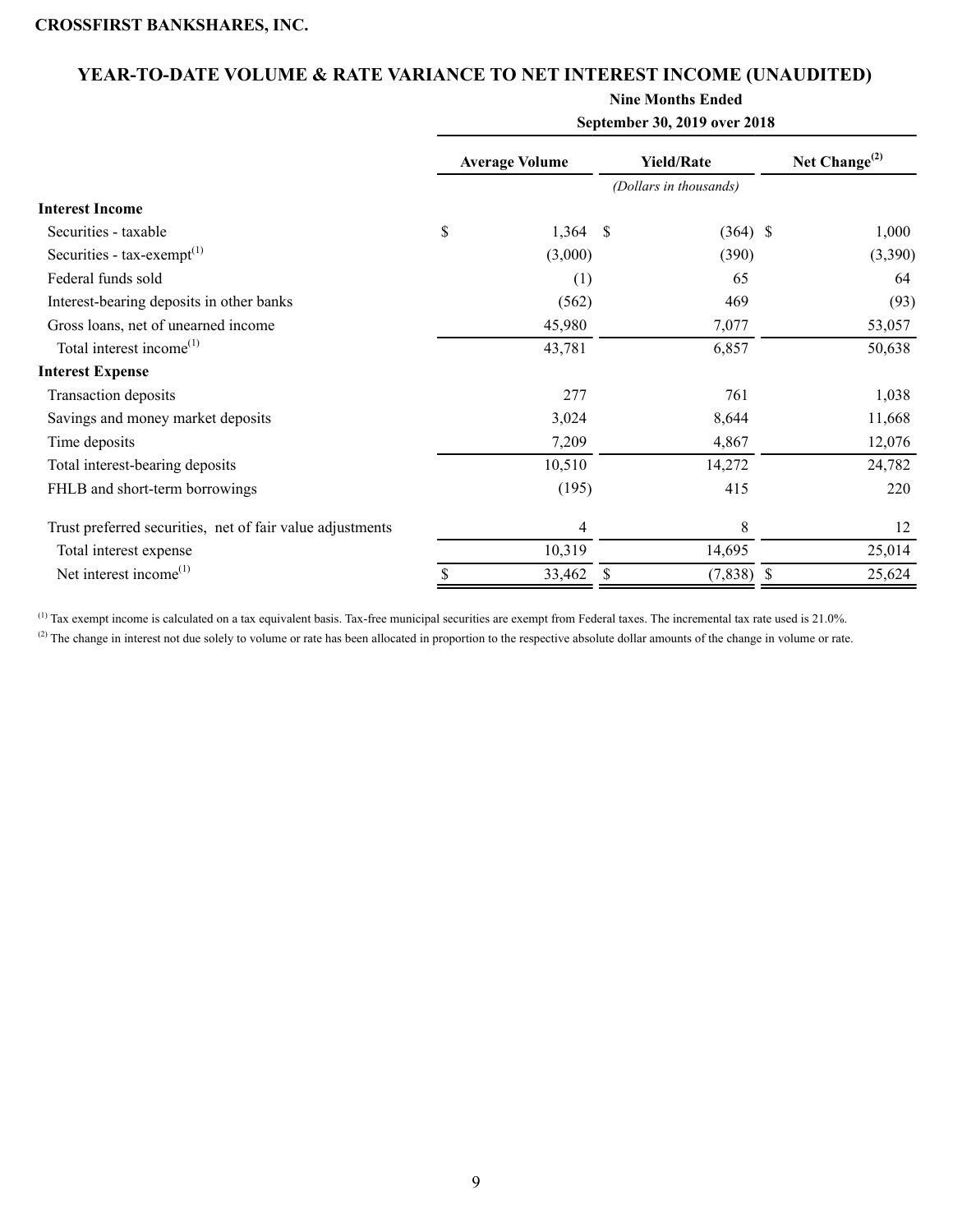**CROSSFIRST BANKSHARES, INC.**

## YEAR-TO-DATE VOLUME & RATE VARIANCE TO NET INTEREST INCOME (UNAUDITED)

| | Nine Months Ended September 30, 2019 over 2018 | | |
|---|---|---|---|
| | Average Volume | Yield/Rate | Net Change[2] |
| | | *(Dollars in thousands)* | |
| **Interest Income** | | | |
| Securities - taxable | $ 1,364 | $ (364) | $ 1,000 |
| Securities - tax-exempt[1] | (3,000) | (390) | (3,390) |
| Federal funds sold | (1) | 65 | 64 |
| Interest-bearing deposits in other banks | (562) | 469 | (93) |
| Gross loans, net of unearned income | 45,980 | 7,077 | 53,057 |
| Total interest income[1] | 43,781 | 6,857 | 50,638 |
| **Interest Expense** | | | |
| Transaction deposits | 277 | 761 | 1,038 |
| Savings and money market deposits | 3,024 | 8,644 | 11,668 |
| Time deposits | 7,209 | 4,867 | 12,076 |
| Total interest-bearing deposits | 10,510 | 14,272 | 24,782 |
| FHLB and short-term borrowings | (195) | 415 | 220 |
| Trust preferred securities, net of fair value adjustments | 4 | 8 | 12 |
| Total interest expense | 10,319 | 14,695 | 25,014 |
| Net interest income[1] | $ 33,462 | $ (7,838) | $ 25,624 |

[1] Tax exempt income is calculated on a tax equivalent basis. Tax-free municipal securities are exempt from Federal taxes. The incremental tax rate used is 21.0%.

[2] The change in interest not due solely to volume or rate has been allocated in proportion to the respective absolute dollar amounts of the change in volume or rate.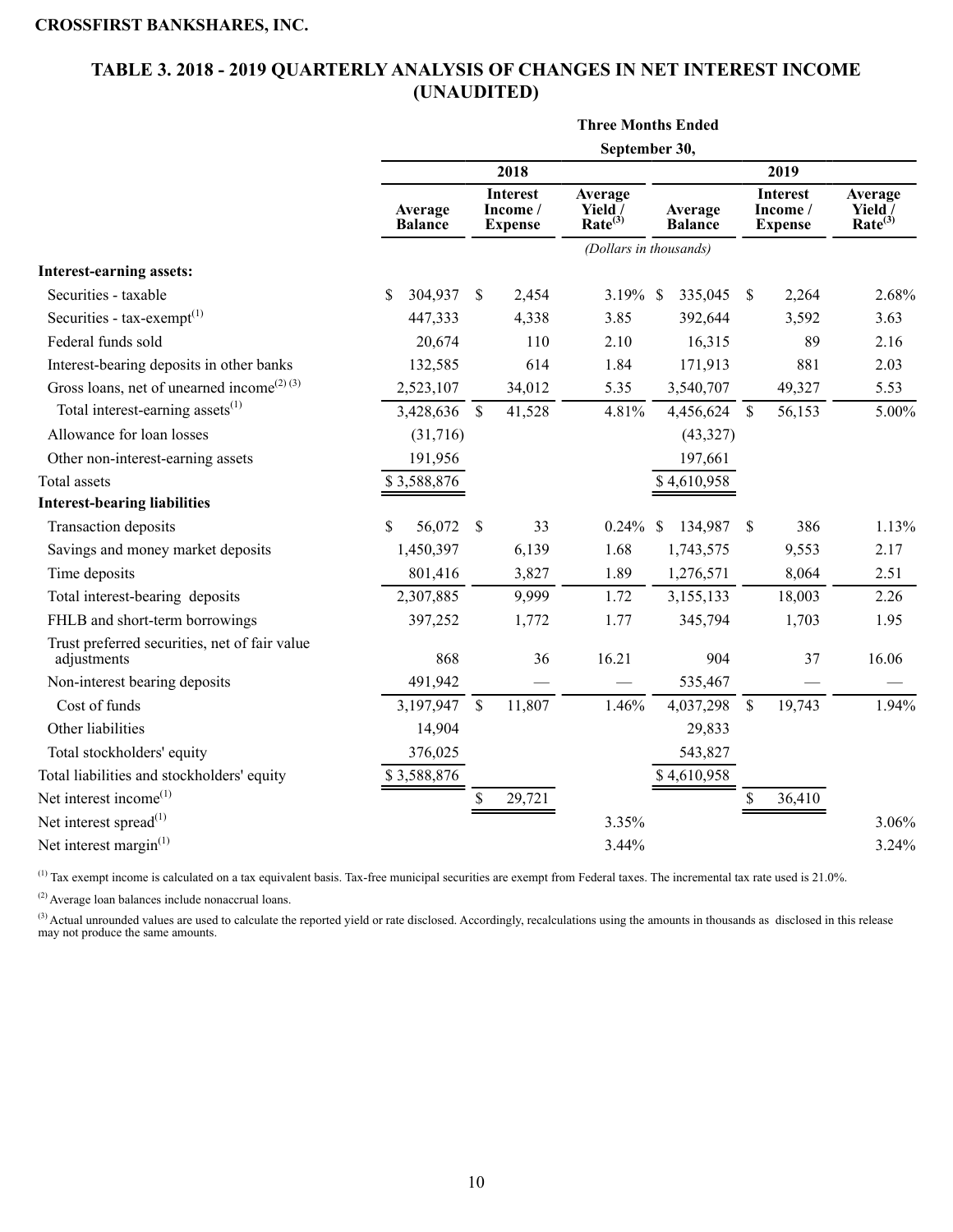CROSSFIRST BANKSHARES, INC.

## TABLE 3. 2018 - 2019 QUARTERLY ANALYSIS OF CHANGES IN NET INTEREST INCOME (UNAUDITED)

| | Three Months Ended September 30, | | | | | |
|---|---|---|---|---|---|---|
| | 2018 | | | 2019 | | |
| | Average Balance | Interest Income / Expense | Average Yield / Rate[(3)] | Average Balance | Interest Income / Expense | Average Yield / Rate[(3)] |
| | (Dollars in thousands) | | | | | |
| **Interest-earning assets:** | | | | | | |
| Securities - taxable | $ 304,937 | $ 2,454 | 3.19% | $ 335,045 | $ 2,264 | 2.68% |
| Securities - tax-exempt[(1)] | 447,333 | 4,338 | 3.85 | 392,644 | 3,592 | 3.63 |
| Federal funds sold | 20,674 | 110 | 2.10 | 16,315 | 89 | 2.16 |
| Interest-bearing deposits in other banks | 132,585 | 614 | 1.84 | 171,913 | 881 | 2.03 |
| Gross loans, net of unearned income[(2) (3)] | 2,523,107 | 34,012 | 5.35 | 3,540,707 | 49,327 | 5.53 |
| Total interest-earning assets[(1)] | 3,428,636 | $ 41,528 | 4.81% | 4,456,624 | $ 56,153 | 5.00% |
| Allowance for loan losses | (31,716) | | | (43,327) | | |
| Other non-interest-earning assets | 191,956 | | | 197,661 | | |
| Total assets | $ 3,588,876 | | | $ 4,610,958 | | |
| **Interest-bearing liabilities** | | | | | | |
| Transaction deposits | $ 56,072 | $ 33 | 0.24% | $ 134,987 | $ 386 | 1.13% |
| Savings and money market deposits | 1,450,397 | 6,139 | 1.68 | 1,743,575 | 9,553 | 2.17 |
| Time deposits | 801,416 | 3,827 | 1.89 | 1,276,571 | 8,064 | 2.51 |
| Total interest-bearing deposits | 2,307,885 | 9,999 | 1.72 | 3,155,133 | 18,003 | 2.26 |
| FHLB and short-term borrowings | 397,252 | 1,772 | 1.77 | 345,794 | 1,703 | 1.95 |
| Trust preferred securities, net of fair value adjustments | 868 | 36 | 16.21 | 904 | 37 | 16.06 |
| Non-interest bearing deposits | 491,942 | — | — | 535,467 | — | — |
| Cost of funds | 3,197,947 | $ 11,807 | 1.46% | 4,037,298 | $ 19,743 | 1.94% |
| Other liabilities | 14,904 | | | 29,833 | | |
| Total stockholders' equity | 376,025 | | | 543,827 | | |
| Total liabilities and stockholders' equity | $ 3,588,876 | | | $ 4,610,958 | | |
| Net interest income[(1)] | | $ 29,721 | | | $ 36,410 | |
| Net interest spread[(1)] | | | 3.35% | | | 3.06% |
| Net interest margin[(1)] | | | 3.44% | | | 3.24% |

[(1)] Tax exempt income is calculated on a tax equivalent basis. Tax-free municipal securities are exempt from Federal taxes. The incremental tax rate used is 21.0%.

[(2)] Average loan balances include nonaccrual loans.

[(3)] Actual unrounded values are used to calculate the reported yield or rate disclosed. Accordingly, recalculations using the amounts in thousands as disclosed in this release may not produce the same amounts.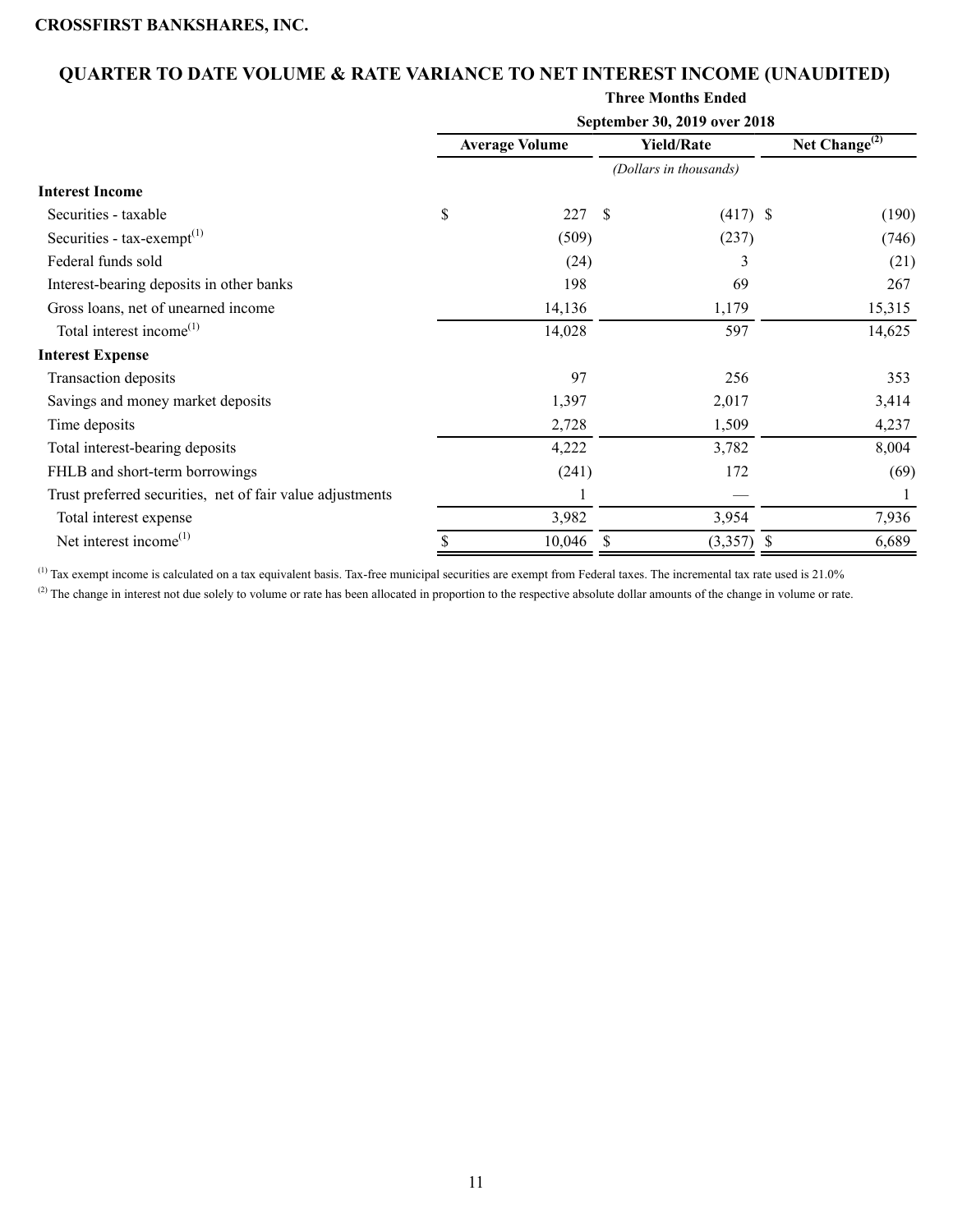**CROSSFIRST BANKSHARES, INC.**

## QUARTER TO DATE VOLUME & RATE VARIANCE TO NET INTEREST INCOME (UNAUDITED)

| | Three Months Ended September 30, 2019 over 2018 | | |
|---|---|---|---|
| | Average Volume | Yield/Rate | Net Change[(2)] |
| | *(Dollars in thousands)* | | |
| **Interest Income** | | | |
| Securities - taxable | $ 227 | $ (417) | $ (190) |
| Securities - tax-exempt[(1)] | (509) | (237) | (746) |
| Federal funds sold | (24) | 3 | (21) |
| Interest-bearing deposits in other banks | 198 | 69 | 267 |
| Gross loans, net of unearned income | 14,136 | 1,179 | 15,315 |
| Total interest income[(1)] | 14,028 | 597 | 14,625 |
| **Interest Expense** | | | |
| Transaction deposits | 97 | 256 | 353 |
| Savings and money market deposits | 1,397 | 2,017 | 3,414 |
| Time deposits | 2,728 | 1,509 | 4,237 |
| Total interest-bearing deposits | 4,222 | 3,782 | 8,004 |
| FHLB and short-term borrowings | (241) | 172 | (69) |
| Trust preferred securities, net of fair value adjustments | 1 | — | 1 |
| Total interest expense | 3,982 | 3,954 | 7,936 |
| Net interest income[(1)] | $ 10,046 | $ (3,357) | $ 6,689 |

[(1)] Tax exempt income is calculated on a tax equivalent basis. Tax-free municipal securities are exempt from Federal taxes. The incremental tax rate used is 21.0%

[(2)] The change in interest not due solely to volume or rate has been allocated in proportion to the respective absolute dollar amounts of the change in volume or rate.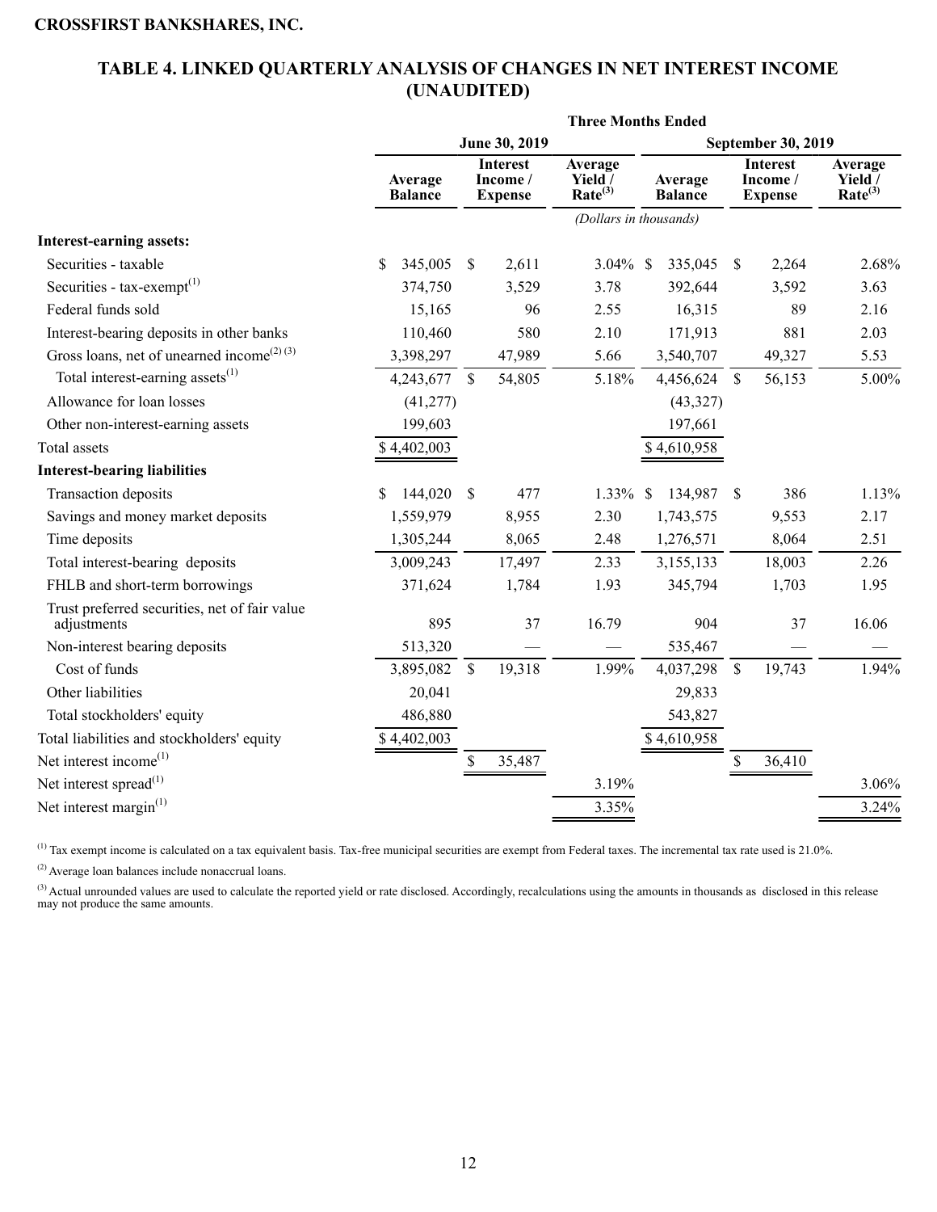**CROSSFIRST BANKSHARES, INC.**

## TABLE 4. LINKED QUARTERLY ANALYSIS OF CHANGES IN NET INTEREST INCOME (UNAUDITED)

| | Three Months Ended | | | | | |
|---|---|---|---|---|---|---|
| | June 30, 2019 | | | September 30, 2019 | | |
| | Average Balance | Interest Income / Expense | Average Yield / Rate[3] | Average Balance | Interest Income / Expense | Average Yield / Rate[3] |
| | *(Dollars in thousands)* | | | | | |
| **Interest-earning assets:** | | | | | | |
| Securities - taxable | $ 345,005 | $ 2,611 | 3.04% | $ 335,045 | $ 2,264 | 2.68% |
| Securities - tax-exempt[1] | 374,750 | 3,529 | 3.78 | 392,644 | 3,592 | 3.63 |
| Federal funds sold | 15,165 | 96 | 2.55 | 16,315 | 89 | 2.16 |
| Interest-bearing deposits in other banks | 110,460 | 580 | 2.10 | 171,913 | 881 | 2.03 |
| Gross loans, net of unearned income[2] [3] | 3,398,297 | 47,989 | 5.66 | 3,540,707 | 49,327 | 5.53 |
| Total interest-earning assets[1] | 4,243,677 | $ 54,805 | 5.18% | 4,456,624 | $ 56,153 | 5.00% |
| Allowance for loan losses | (41,277) | | | (43,327) | | |
| Other non-interest-earning assets | 199,603 | | | 197,661 | | |
| Total assets | $ 4,402,003 | | | $ 4,610,958 | | |
| **Interest-bearing liabilities** | | | | | | |
| Transaction deposits | $ 144,020 | $ 477 | 1.33% | $ 134,987 | $ 386 | 1.13% |
| Savings and money market deposits | 1,559,979 | 8,955 | 2.30 | 1,743,575 | 9,553 | 2.17 |
| Time deposits | 1,305,244 | 8,065 | 2.48 | 1,276,571 | 8,064 | 2.51 |
| Total interest-bearing deposits | 3,009,243 | 17,497 | 2.33 | 3,155,133 | 18,003 | 2.26 |
| FHLB and short-term borrowings | 371,624 | 1,784 | 1.93 | 345,794 | 1,703 | 1.95 |
| Trust preferred securities, net of fair value adjustments | 895 | 37 | 16.79 | 904 | 37 | 16.06 |
| Non-interest bearing deposits | 513,320 | — | — | 535,467 | — | — |
| Cost of funds | 3,895,082 | $ 19,318 | 1.99% | 4,037,298 | $ 19,743 | 1.94% |
| Other liabilities | 20,041 | | | 29,833 | | |
| Total stockholders' equity | 486,880 | | | 543,827 | | |
| Total liabilities and stockholders' equity | $ 4,402,003 | | | $ 4,610,958 | | |
| Net interest income[1] | | $ 35,487 | | | $ 36,410 | |
| Net interest spread[1] | | | 3.19% | | | 3.06% |
| Net interest margin[1] | | | 3.35% | | | 3.24% |

[1] Tax exempt income is calculated on a tax equivalent basis. Tax-free municipal securities are exempt from Federal taxes. The incremental tax rate used is 21.0%.

[2] Average loan balances include nonaccrual loans.

[3] Actual unrounded values are used to calculate the reported yield or rate disclosed. Accordingly, recalculations using the amounts in thousands as disclosed in this release may not produce the same amounts.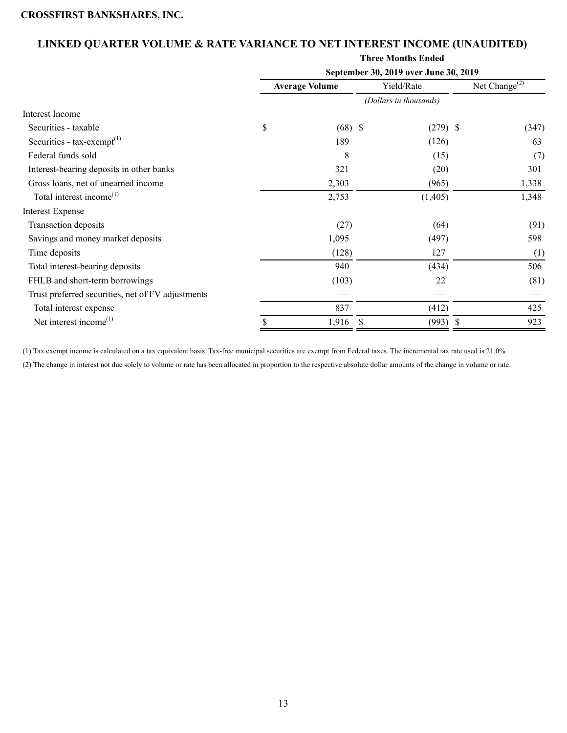CROSSFIRST BANKSHARES, INC.

## LINKED QUARTER VOLUME & RATE VARIANCE TO NET INTEREST INCOME (UNAUDITED)

| | Three Months Ended September 30, 2019 over June 30, 2019 | | |
|---|---|---|---|
| | **Average Volume** | Yield/Rate | Net Change[(2)] |
| | *(Dollars in thousands)* | | |
| Interest Income | | | |
| Securities - taxable | $ (68) | $ (279) | $ (347) |
| Securities - tax-exempt[(1)] | 189 | (126) | 63 |
| Federal funds sold | 8 | (15) | (7) |
| Interest-bearing deposits in other banks | 321 | (20) | 301 |
| Gross loans, net of unearned income | 2,303 | (965) | 1,338 |
| Total interest income[(1)] | 2,753 | (1,405) | 1,348 |
| Interest Expense | | | |
| Transaction deposits | (27) | (64) | (91) |
| Savings and money market deposits | 1,095 | (497) | 598 |
| Time deposits | (128) | 127 | (1) |
| Total interest-bearing deposits | 940 | (434) | 506 |
| FHLB and short-term borrowings | (103) | 22 | (81) |
| Trust preferred securities, net of FV adjustments | — | — | — |
| Total interest expense | 837 | (412) | 425 |
| Net interest income[(1)] | $ 1,916 | $ (993) | $ 923 |

(1) Tax exempt income is calculated on a tax equivalent basis. Tax-free municipal securities are exempt from Federal taxes. The incremental tax rate used is 21.0%.

(2) The change in interest not due solely to volume or rate has been allocated in proportion to the respective absolute dollar amounts of the change in volume or rate.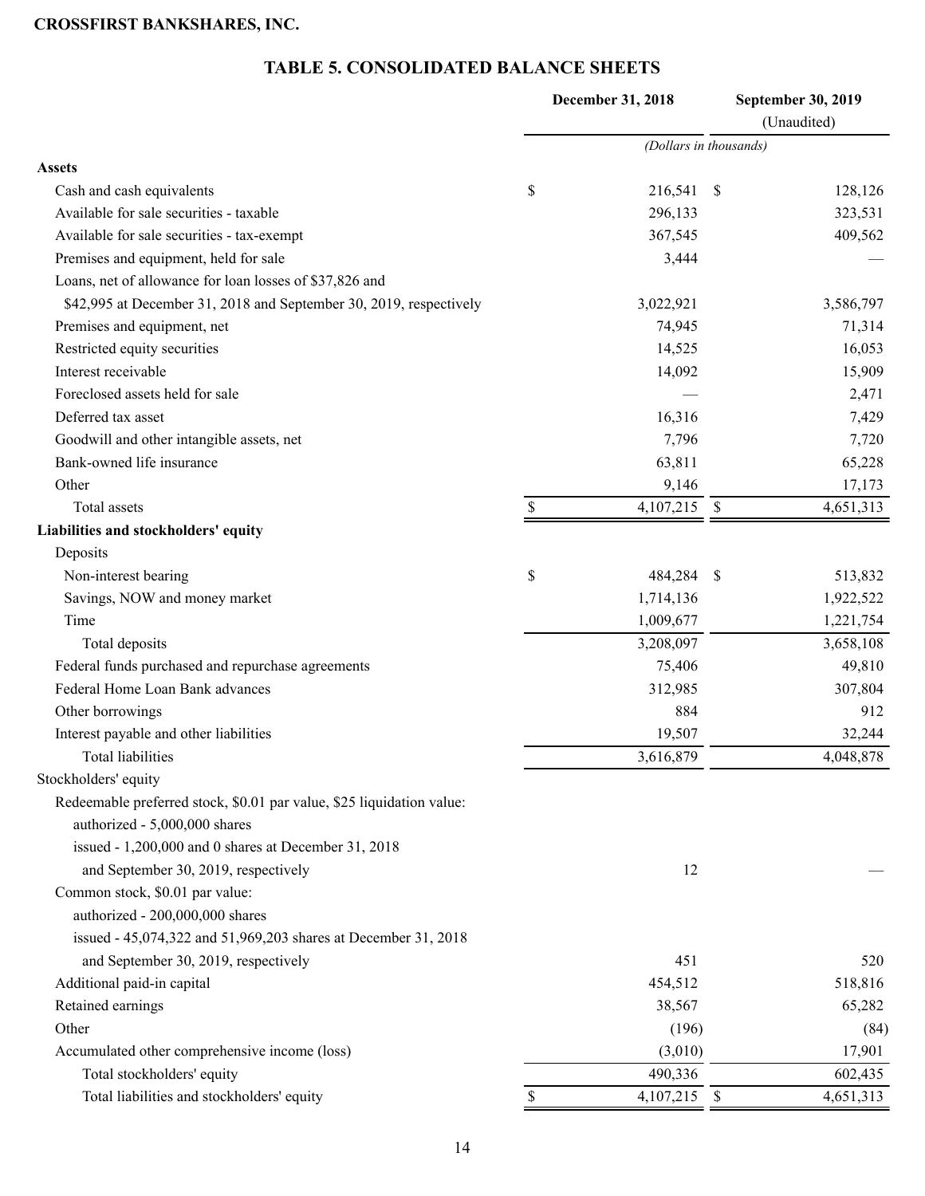**CROSSFIRST BANKSHARES, INC.**

## TABLE 5. CONSOLIDATED BALANCE SHEETS

| | December 31, 2018 | September 30, 2019 (Unaudited) |
|---|---|---|
| | *(Dollars in thousands)* | |
| **Assets** | | |
| Cash and cash equivalents | $ 216,541 | $ 128,126 |
| Available for sale securities - taxable | 296,133 | 323,531 |
| Available for sale securities - tax-exempt | 367,545 | 409,562 |
| Premises and equipment, held for sale | 3,444 | — |
| Loans, net of allowance for loan losses of $37,826 and $42,995 at December 31, 2018 and September 30, 2019, respectively | 3,022,921 | 3,586,797 |
| Premises and equipment, net | 74,945 | 71,314 |
| Restricted equity securities | 14,525 | 16,053 |
| Interest receivable | 14,092 | 15,909 |
| Foreclosed assets held for sale | — | 2,471 |
| Deferred tax asset | 16,316 | 7,429 |
| Goodwill and other intangible assets, net | 7,796 | 7,720 |
| Bank-owned life insurance | 63,811 | 65,228 |
| Other | 9,146 | 17,173 |
| Total assets | $ 4,107,215 | $ 4,651,313 |
| **Liabilities and stockholders' equity** | | |
| Deposits | | |
| Non-interest bearing | $ 484,284 | $ 513,832 |
| Savings, NOW and money market | 1,714,136 | 1,922,522 |
| Time | 1,009,677 | 1,221,754 |
| Total deposits | 3,208,097 | 3,658,108 |
| Federal funds purchased and repurchase agreements | 75,406 | 49,810 |
| Federal Home Loan Bank advances | 312,985 | 307,804 |
| Other borrowings | 884 | 912 |
| Interest payable and other liabilities | 19,507 | 32,244 |
| Total liabilities | 3,616,879 | 4,048,878 |
| Stockholders' equity | | |
| Redeemable preferred stock, $0.01 par value, $25 liquidation value: authorized - 5,000,000 shares issued - 1,200,000 and 0 shares at December 31, 2018 and September 30, 2019, respectively | 12 | — |
| Common stock, $0.01 par value: authorized - 200,000,000 shares issued - 45,074,322 and 51,969,203 shares at December 31, 2018 and September 30, 2019, respectively | 451 | 520 |
| Additional paid-in capital | 454,512 | 518,816 |
| Retained earnings | 38,567 | 65,282 |
| Other | (196) | (84) |
| Accumulated other comprehensive income (loss) | (3,010) | 17,901 |
| Total stockholders' equity | 490,336 | 602,435 |
| Total liabilities and stockholders' equity | $ 4,107,215 | $ 4,651,313 |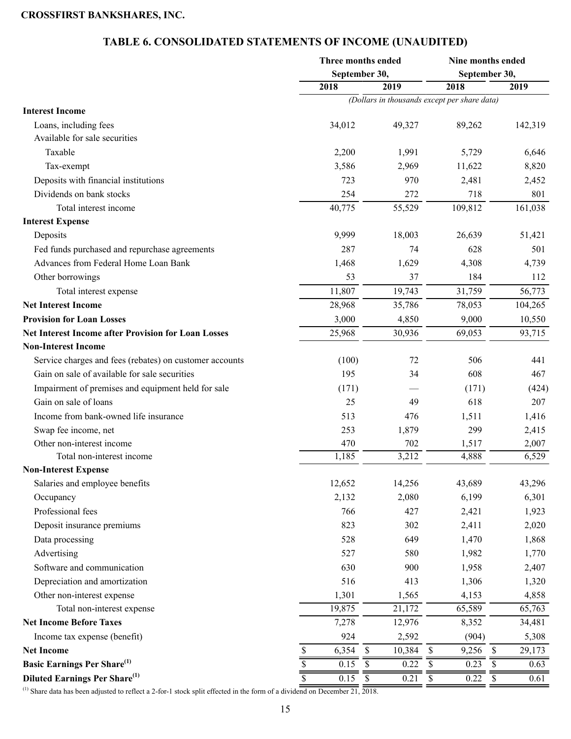**CROSSFIRST BANKSHARES, INC.**

## TABLE 6. CONSOLIDATED STATEMENTS OF INCOME (UNAUDITED)

| | Three months ended September 30, | | Nine months ended September 30, | |
|---|---|---|---|---|
| | 2018 | 2019 | 2018 | 2019 |
| | *(Dollars in thousands except per share data)* | | | |
| **Interest Income** | | | | |
| Loans, including fees | 34,012 | 49,327 | 89,262 | 142,319 |
| Available for sale securities | | | | |
| Taxable | 2,200 | 1,991 | 5,729 | 6,646 |
| Tax-exempt | 3,586 | 2,969 | 11,622 | 8,820 |
| Deposits with financial institutions | 723 | 970 | 2,481 | 2,452 |
| Dividends on bank stocks | 254 | 272 | 718 | 801 |
| Total interest income | 40,775 | 55,529 | 109,812 | 161,038 |
| **Interest Expense** | | | | |
| Deposits | 9,999 | 18,003 | 26,639 | 51,421 |
| Fed funds purchased and repurchase agreements | 287 | 74 | 628 | 501 |
| Advances from Federal Home Loan Bank | 1,468 | 1,629 | 4,308 | 4,739 |
| Other borrowings | 53 | 37 | 184 | 112 |
| Total interest expense | 11,807 | 19,743 | 31,759 | 56,773 |
| **Net Interest Income** | 28,968 | 35,786 | 78,053 | 104,265 |
| **Provision for Loan Losses** | 3,000 | 4,850 | 9,000 | 10,550 |
| **Net Interest Income after Provision for Loan Losses** | 25,968 | 30,936 | 69,053 | 93,715 |
| **Non-Interest Income** | | | | |
| Service charges and fees (rebates) on customer accounts | (100) | 72 | 506 | 441 |
| Gain on sale of available for sale securities | 195 | 34 | 608 | 467 |
| Impairment of premises and equipment held for sale | (171) | — | (171) | (424) |
| Gain on sale of loans | 25 | 49 | 618 | 207 |
| Income from bank-owned life insurance | 513 | 476 | 1,511 | 1,416 |
| Swap fee income, net | 253 | 1,879 | 299 | 2,415 |
| Other non-interest income | 470 | 702 | 1,517 | 2,007 |
| Total non-interest income | 1,185 | 3,212 | 4,888 | 6,529 |
| **Non-Interest Expense** | | | | |
| Salaries and employee benefits | 12,652 | 14,256 | 43,689 | 43,296 |
| Occupancy | 2,132 | 2,080 | 6,199 | 6,301 |
| Professional fees | 766 | 427 | 2,421 | 1,923 |
| Deposit insurance premiums | 823 | 302 | 2,411 | 2,020 |
| Data processing | 528 | 649 | 1,470 | 1,868 |
| Advertising | 527 | 580 | 1,982 | 1,770 |
| Software and communication | 630 | 900 | 1,958 | 2,407 |
| Depreciation and amortization | 516 | 413 | 1,306 | 1,320 |
| Other non-interest expense | 1,301 | 1,565 | 4,153 | 4,858 |
| Total non-interest expense | 19,875 | 21,172 | 65,589 | 65,763 |
| **Net Income Before Taxes** | 7,278 | 12,976 | 8,352 | 34,481 |
| Income tax expense (benefit) | 924 | 2,592 | (904) | 5,308 |
| **Net Income** | $ 6,354 | $ 10,384 | $ 9,256 | $ 29,173 |
| **Basic Earnings Per Share[(1)]** | $ 0.15 | $ 0.22 | $ 0.23 | $ 0.63 |
| **Diluted Earnings Per Share[(1)]** | $ 0.15 | $ 0.21 | $ 0.22 | $ 0.61 |

[(1)] Share data has been adjusted to reflect a 2-for-1 stock split effected in the form of a dividend on December 21, 2018.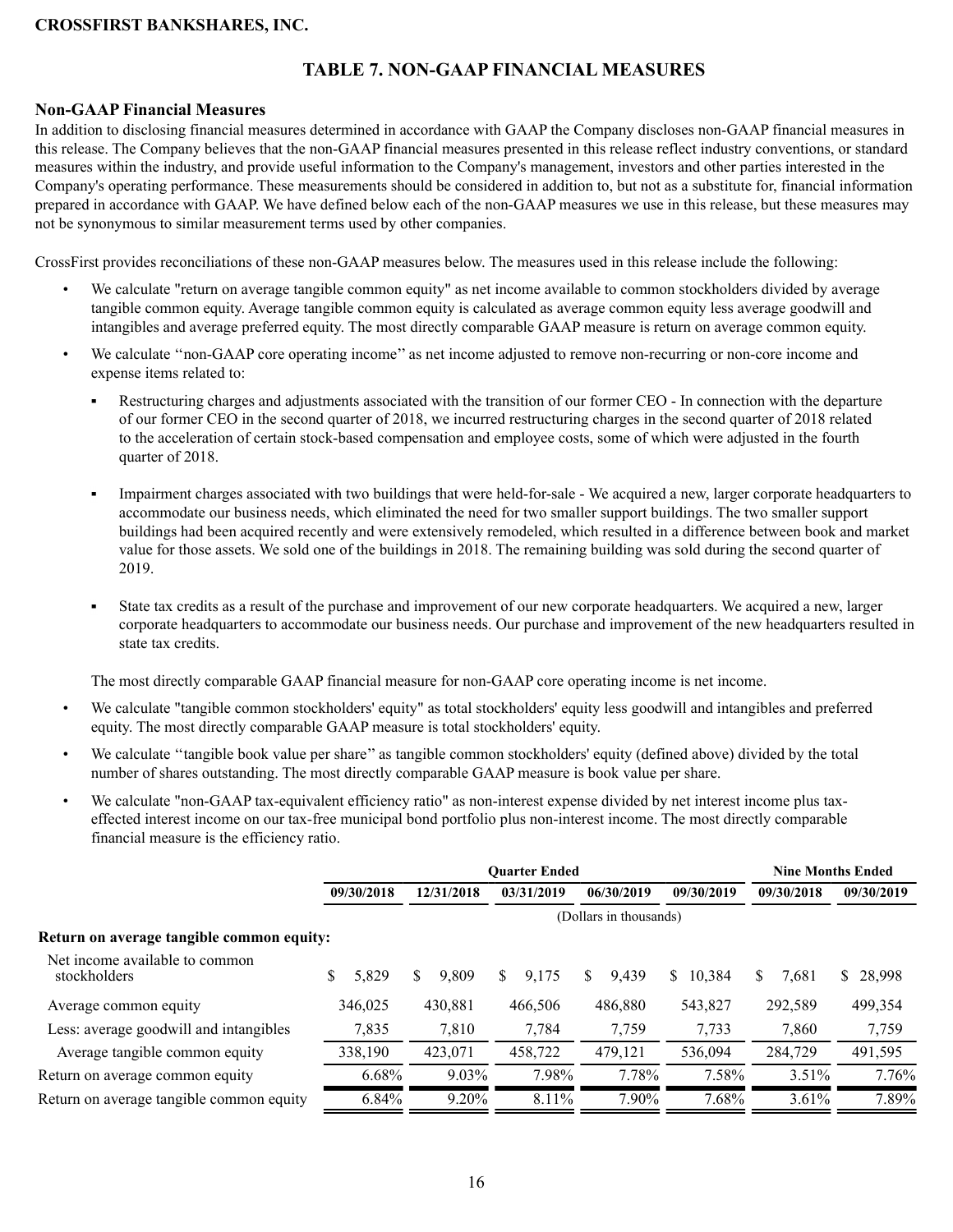**CROSSFIRST BANKSHARES, INC.**

## TABLE 7. NON-GAAP FINANCIAL MEASURES

### Non-GAAP Financial Measures

In addition to disclosing financial measures determined in accordance with GAAP the Company discloses non-GAAP financial measures in this release. The Company believes that the non-GAAP financial measures presented in this release reflect industry conventions, or standard measures within the industry, and provide useful information to the Company's management, investors and other parties interested in the Company's operating performance. These measurements should be considered in addition to, but not as a substitute for, financial information prepared in accordance with GAAP. We have defined below each of the non-GAAP measures we use in this release, but these measures may not be synonymous to similar measurement terms used by other companies.

CrossFirst provides reconciliations of these non-GAAP measures below. The measures used in this release include the following:

- We calculate "return on average tangible common equity" as net income available to common stockholders divided by average tangible common equity. Average tangible common equity is calculated as average common equity less average goodwill and intangibles and average preferred equity. The most directly comparable GAAP measure is return on average common equity.
- We calculate ''non-GAAP core operating income'' as net income adjusted to remove non-recurring or non-core income and expense items related to:
  - Restructuring charges and adjustments associated with the transition of our former CEO - In connection with the departure of our former CEO in the second quarter of 2018, we incurred restructuring charges in the second quarter of 2018 related to the acceleration of certain stock-based compensation and employee costs, some of which were adjusted in the fourth quarter of 2018.
  - Impairment charges associated with two buildings that were held-for-sale - We acquired a new, larger corporate headquarters to accommodate our business needs, which eliminated the need for two smaller support buildings. The two smaller support buildings had been acquired recently and were extensively remodeled, which resulted in a difference between book and market value for those assets. We sold one of the buildings in 2018. The remaining building was sold during the second quarter of 2019.
  - State tax credits as a result of the purchase and improvement of our new corporate headquarters. We acquired a new, larger corporate headquarters to accommodate our business needs. Our purchase and improvement of the new headquarters resulted in state tax credits.

  The most directly comparable GAAP financial measure for non-GAAP core operating income is net income.
- We calculate "tangible common stockholders' equity" as total stockholders' equity less goodwill and intangibles and preferred equity. The most directly comparable GAAP measure is total stockholders' equity.
- We calculate ''tangible book value per share'' as tangible common stockholders' equity (defined above) divided by the total number of shares outstanding. The most directly comparable GAAP measure is book value per share.
- We calculate "non-GAAP tax-equivalent efficiency ratio" as non-interest expense divided by net interest income plus tax-effected interest income on our tax-free municipal bond portfolio plus non-interest income. The most directly comparable financial measure is the efficiency ratio.

| | Quarter Ended | | | | | Nine Months Ended | |
|---|---|---|---|---|---|---|---|
| | 09/30/2018 | 12/31/2018 | 03/31/2019 | 06/30/2019 | 09/30/2019 | 09/30/2018 | 09/30/2019 |
| | (Dollars in thousands) | | | | | | |
| **Return on average tangible common equity:** | | | | | | | |
| Net income available to common stockholders | $ 5,829 | $ 9,809 | $ 9,175 | $ 9,439 | $ 10,384 | $ 7,681 | $ 28,998 |
| Average common equity | 346,025 | 430,881 | 466,506 | 486,880 | 543,827 | 292,589 | 499,354 |
| Less: average goodwill and intangibles | 7,835 | 7,810 | 7,784 | 7,759 | 7,733 | 7,860 | 7,759 |
| Average tangible common equity | 338,190 | 423,071 | 458,722 | 479,121 | 536,094 | 284,729 | 491,595 |
| Return on average common equity | 6.68% | 9.03% | 7.98% | 7.78% | 7.58% | 3.51% | 7.76% |
| Return on average tangible common equity | 6.84% | 9.20% | 8.11% | 7.90% | 7.68% | 3.61% | 7.89% |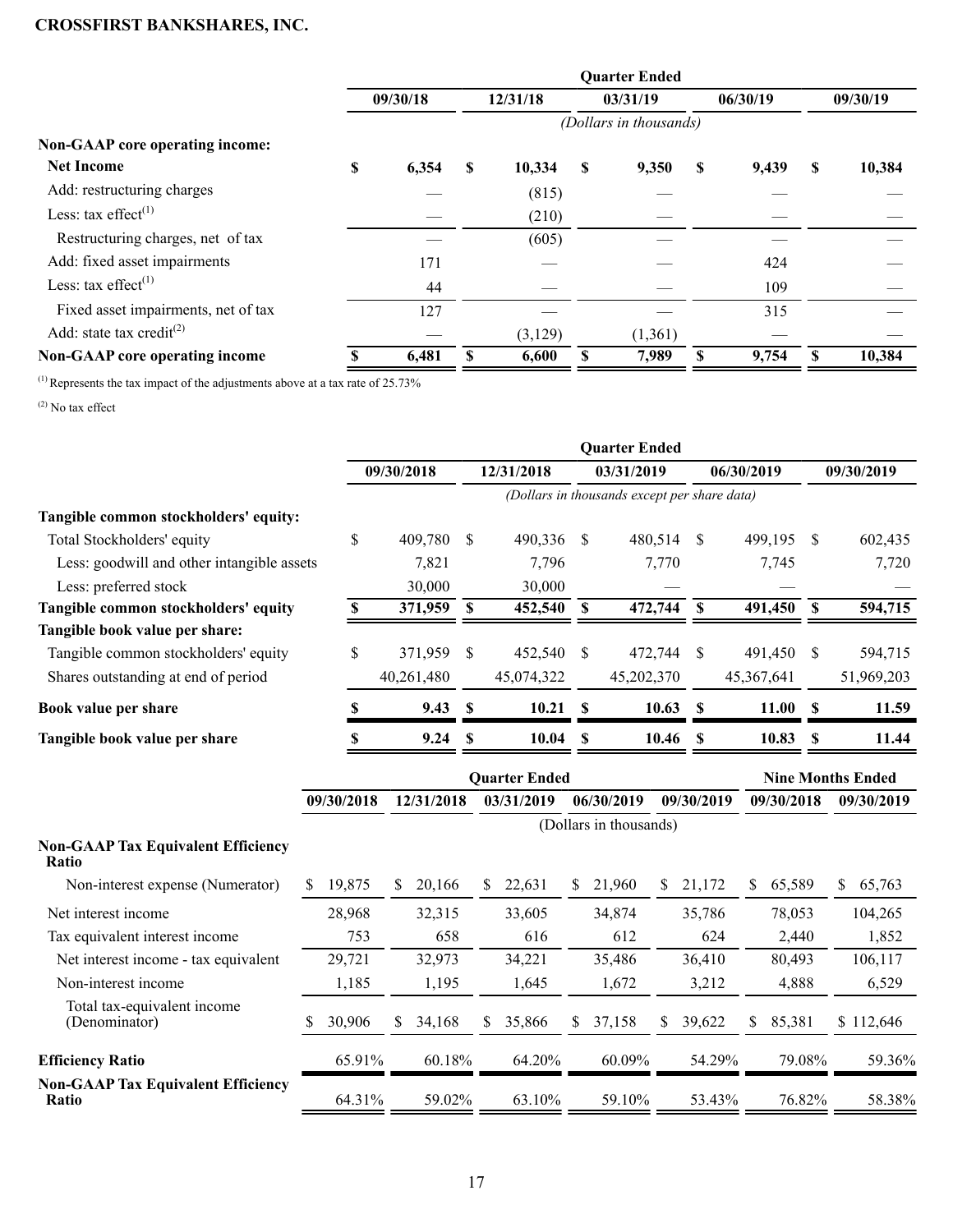**CROSSFIRST BANKSHARES, INC.**

| | Quarter Ended | | | | |
|---|---|---|---|---|---|
| | 09/30/18 | 12/31/18 | 03/31/19 | 06/30/19 | 09/30/19 |
| | *(Dollars in thousands)* | | | | |
| **Non-GAAP core operating income:** | | | | | |
| **Net Income** | $ 6,354 | $ 10,334 | $ 9,350 | $ 9,439 | $ 10,384 |
| Add: restructuring charges | — | (815) | — | — | — |
| Less: tax effect[(1)] | — | (210) | — | — | — |
| Restructuring charges, net of tax | — | (605) | — | — | — |
| Add: fixed asset impairments | 171 | — | — | 424 | — |
| Less: tax effect[(1)] | 44 | — | — | 109 | — |
| Fixed asset impairments, net of tax | 127 | — | — | 315 | — |
| Add: state tax credit[(2)] | — | (3,129) | (1,361) | — | — |
| **Non-GAAP core operating income** | $ 6,481 | $ 6,600 | $ 7,989 | $ 9,754 | $ 10,384 |

[(1)] Represents the tax impact of the adjustments above at a tax rate of 25.73%

[(2)] No tax effect

| | Quarter Ended | | | | |
|---|---|---|---|---|---|
| | 09/30/2018 | 12/31/2018 | 03/31/2019 | 06/30/2019 | 09/30/2019 |
| | *(Dollars in thousands except per share data)* | | | | |
| **Tangible common stockholders' equity:** | | | | | |
| Total Stockholders' equity | $ 409,780 | $ 490,336 | $ 480,514 | $ 499,195 | $ 602,435 |
| Less: goodwill and other intangible assets | 7,821 | 7,796 | 7,770 | 7,745 | 7,720 |
| Less: preferred stock | 30,000 | 30,000 | — | — | — |
| **Tangible common stockholders' equity** | **$ 371,959** | **$ 452,540** | **$ 472,744** | **$ 491,450** | **$ 594,715** |
| **Tangible book value per share:** | | | | | |
| Tangible common stockholders' equity | $ 371,959 | $ 452,540 | $ 472,744 | $ 491,450 | $ 594,715 |
| Shares outstanding at end of period | 40,261,480 | 45,074,322 | 45,202,370 | 45,367,641 | 51,969,203 |
| **Book value per share** | **$ 9.43** | **$ 10.21** | **$ 10.63** | **$ 11.00** | **$ 11.59** |
| **Tangible book value per share** | **$ 9.24** | **$ 10.04** | **$ 10.46** | **$ 10.83** | **$ 11.44** |

| | Quarter Ended | | | | | Nine Months Ended | |
|---|---|---|---|---|---|---|---|
| | 09/30/2018 | 12/31/2018 | 03/31/2019 | 06/30/2019 | 09/30/2019 | 09/30/2018 | 09/30/2019 |
| | (Dollars in thousands) | | | | | | |
| **Non-GAAP Tax Equivalent Efficiency Ratio** | | | | | | | |
| Non-interest expense (Numerator) | $ 19,875 | $ 20,166 | $ 22,631 | $ 21,960 | $ 21,172 | $ 65,589 | $ 65,763 |
| Net interest income | 28,968 | 32,315 | 33,605 | 34,874 | 35,786 | 78,053 | 104,265 |
| Tax equivalent interest income | 753 | 658 | 616 | 612 | 624 | 2,440 | 1,852 |
| Net interest income - tax equivalent | 29,721 | 32,973 | 34,221 | 35,486 | 36,410 | 80,493 | 106,117 |
| Non-interest income | 1,185 | 1,195 | 1,645 | 1,672 | 3,212 | 4,888 | 6,529 |
| Total tax-equivalent income (Denominator) | $ 30,906 | $ 34,168 | $ 35,866 | $ 37,158 | $ 39,622 | $ 85,381 | $ 112,646 |
| **Efficiency Ratio** | 65.91% | 60.18% | 64.20% | 60.09% | 54.29% | 79.08% | 59.36% |
| **Non-GAAP Tax Equivalent Efficiency Ratio** | 64.31% | 59.02% | 63.10% | 59.10% | 53.43% | 76.82% | 58.38% |